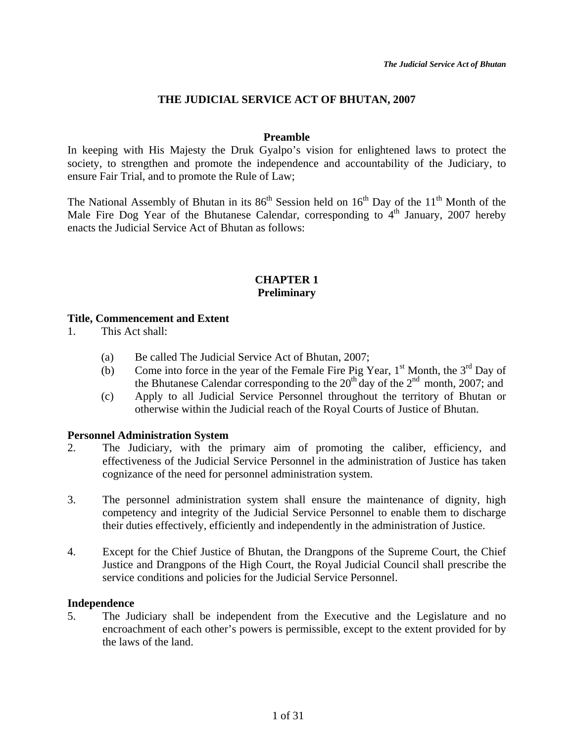# THE JUDICIAL SERVICE ACT OF BHUTAN, 2007

## Preamble

In keeping with His Majesty the Druk Gyalpo's vision for enlightened laws to protect the society, to strengthen and promote the independence and accountability of the Judiciary, to ensure Fair Trial, and to promote the Rule of Law;

The National Assembly of Bhutan in its 86th Session held on 16th Day of the 11th Month of the Male Fire Dog Year of the Bhutanese Calendar, corresponding to 4th January, 2007 hereby enacts the Judicial Service Act of Bhutan as follows:

## CHAPTER 1
## Preliminary

### Title, Commencement and Extent

1. This Act shall:

   (a) Be called The Judicial Service Act of Bhutan, 2007;

   (b) Come into force in the year of the Female Fire Pig Year, 1st Month, the 3rd Day of the Bhutanese Calendar corresponding to the 20th day of the 2nd month, 2007; and

   (c) Apply to all Judicial Service Personnel throughout the territory of Bhutan or otherwise within the Judicial reach of the Royal Courts of Justice of Bhutan.

### Personnel Administration System

2. The Judiciary, with the primary aim of promoting the caliber, efficiency, and effectiveness of the Judicial Service Personnel in the administration of Justice has taken cognizance of the need for personnel administration system.

3. The personnel administration system shall ensure the maintenance of dignity, high competency and integrity of the Judicial Service Personnel to enable them to discharge their duties effectively, efficiently and independently in the administration of Justice.

4. Except for the Chief Justice of Bhutan, the Drangpons of the Supreme Court, the Chief Justice and Drangpons of the High Court, the Royal Judicial Council shall prescribe the service conditions and policies for the Judicial Service Personnel.

### Independence

5. The Judiciary shall be independent from the Executive and the Legislature and no encroachment of each other's powers is permissible, except to the extent provided for by the laws of the land.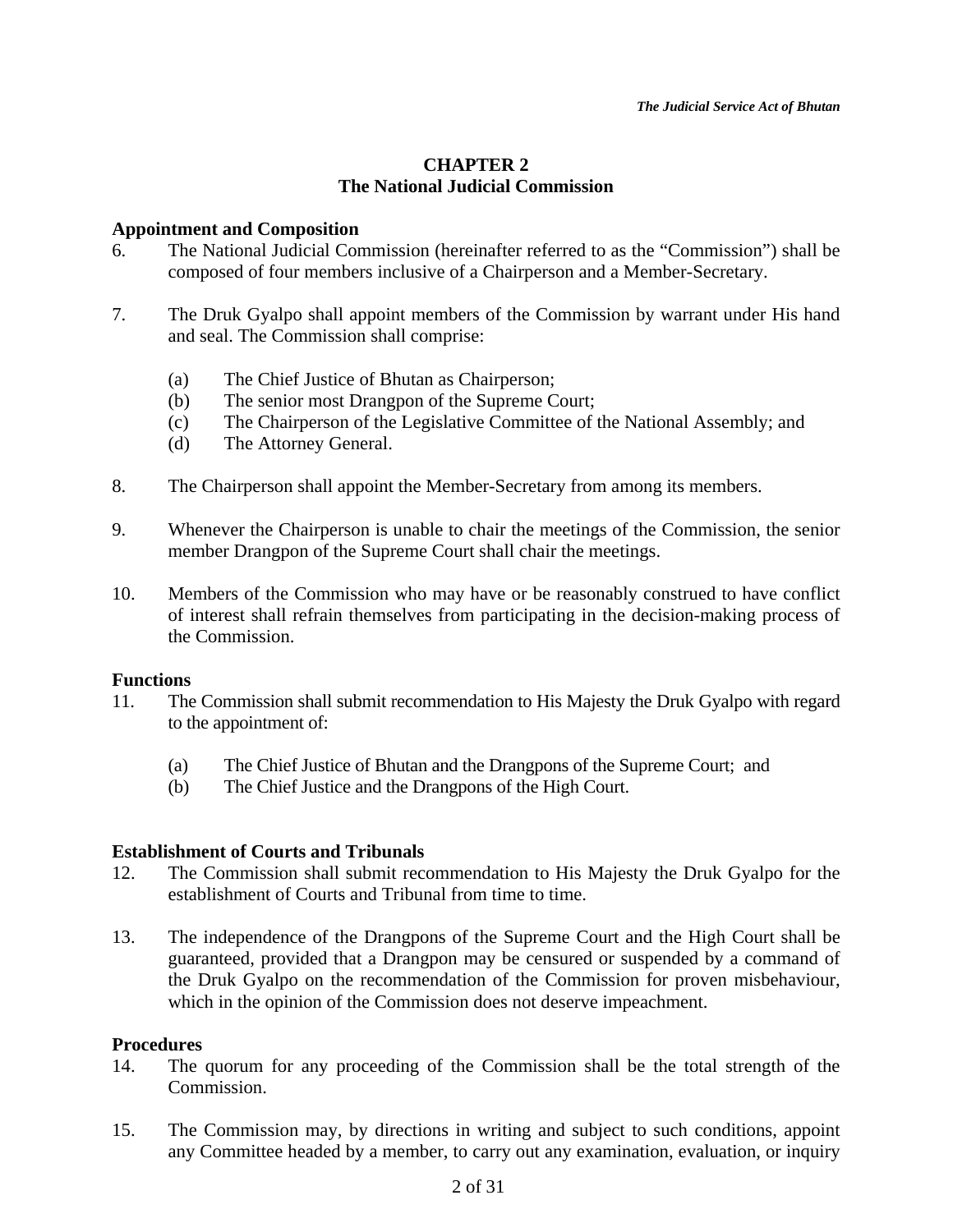## CHAPTER 2
## The National Judicial Commission

### Appointment and Composition

6. The National Judicial Commission (hereinafter referred to as the "Commission") shall be composed of four members inclusive of a Chairperson and a Member-Secretary.

7. The Druk Gyalpo shall appoint members of the Commission by warrant under His hand and seal. The Commission shall comprise:

   (a) The Chief Justice of Bhutan as Chairperson;
   (b) The senior most Drangpon of the Supreme Court;
   (c) The Chairperson of the Legislative Committee of the National Assembly; and
   (d) The Attorney General.

8. The Chairperson shall appoint the Member-Secretary from among its members.

9. Whenever the Chairperson is unable to chair the meetings of the Commission, the senior member Drangpon of the Supreme Court shall chair the meetings.

10. Members of the Commission who may have or be reasonably construed to have conflict of interest shall refrain themselves from participating in the decision-making process of the Commission.

### Functions

11. The Commission shall submit recommendation to His Majesty the Druk Gyalpo with regard to the appointment of:

    (a) The Chief Justice of Bhutan and the Drangpons of the Supreme Court; and
    (b) The Chief Justice and the Drangpons of the High Court.

### Establishment of Courts and Tribunals

12. The Commission shall submit recommendation to His Majesty the Druk Gyalpo for the establishment of Courts and Tribunal from time to time.

13. The independence of the Drangpons of the Supreme Court and the High Court shall be guaranteed, provided that a Drangpon may be censured or suspended by a command of the Druk Gyalpo on the recommendation of the Commission for proven misbehaviour, which in the opinion of the Commission does not deserve impeachment.

### Procedures

14. The quorum for any proceeding of the Commission shall be the total strength of the Commission.

15. The Commission may, by directions in writing and subject to such conditions, appoint any Committee headed by a member, to carry out any examination, evaluation, or inquiry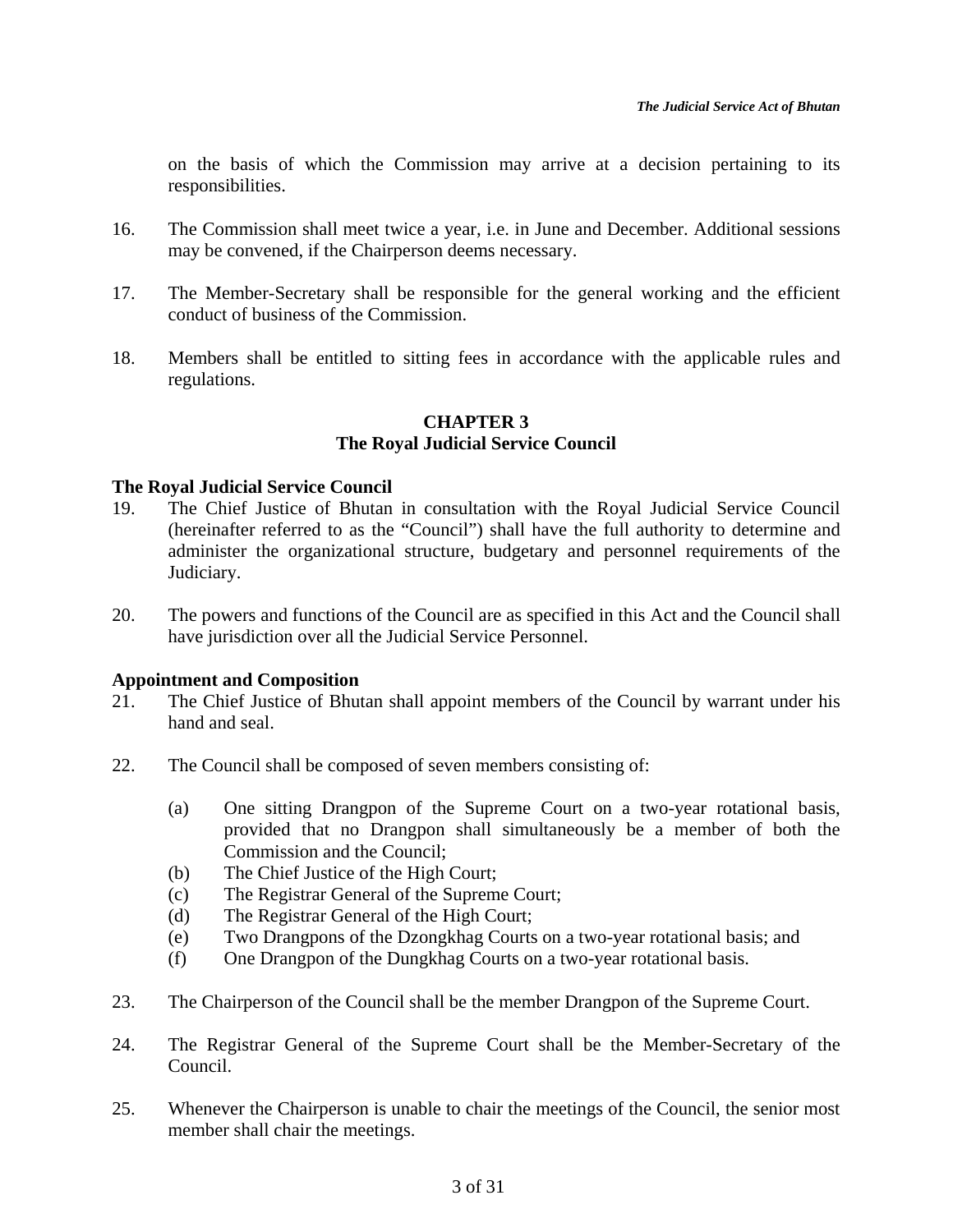on the basis of which the Commission may arrive at a decision pertaining to its responsibilities.

16. The Commission shall meet twice a year, i.e. in June and December. Additional sessions may be convened, if the Chairperson deems necessary.

17. The Member-Secretary shall be responsible for the general working and the efficient conduct of business of the Commission.

18. Members shall be entitled to sitting fees in accordance with the applicable rules and regulations.

## CHAPTER 3
## The Royal Judicial Service Council

### The Royal Judicial Service Council

19. The Chief Justice of Bhutan in consultation with the Royal Judicial Service Council (hereinafter referred to as the "Council") shall have the full authority to determine and administer the organizational structure, budgetary and personnel requirements of the Judiciary.

20. The powers and functions of the Council are as specified in this Act and the Council shall have jurisdiction over all the Judicial Service Personnel.

### Appointment and Composition

21. The Chief Justice of Bhutan shall appoint members of the Council by warrant under his hand and seal.

22. The Council shall be composed of seven members consisting of:

    (a) One sitting Drangpon of the Supreme Court on a two-year rotational basis, provided that no Drangpon shall simultaneously be a member of both the Commission and the Council;
    (b) The Chief Justice of the High Court;
    (c) The Registrar General of the Supreme Court;
    (d) The Registrar General of the High Court;
    (e) Two Drangpons of the Dzongkhag Courts on a two-year rotational basis; and
    (f) One Drangpon of the Dungkhag Courts on a two-year rotational basis.

23. The Chairperson of the Council shall be the member Drangpon of the Supreme Court.

24. The Registrar General of the Supreme Court shall be the Member-Secretary of the Council.

25. Whenever the Chairperson is unable to chair the meetings of the Council, the senior most member shall chair the meetings.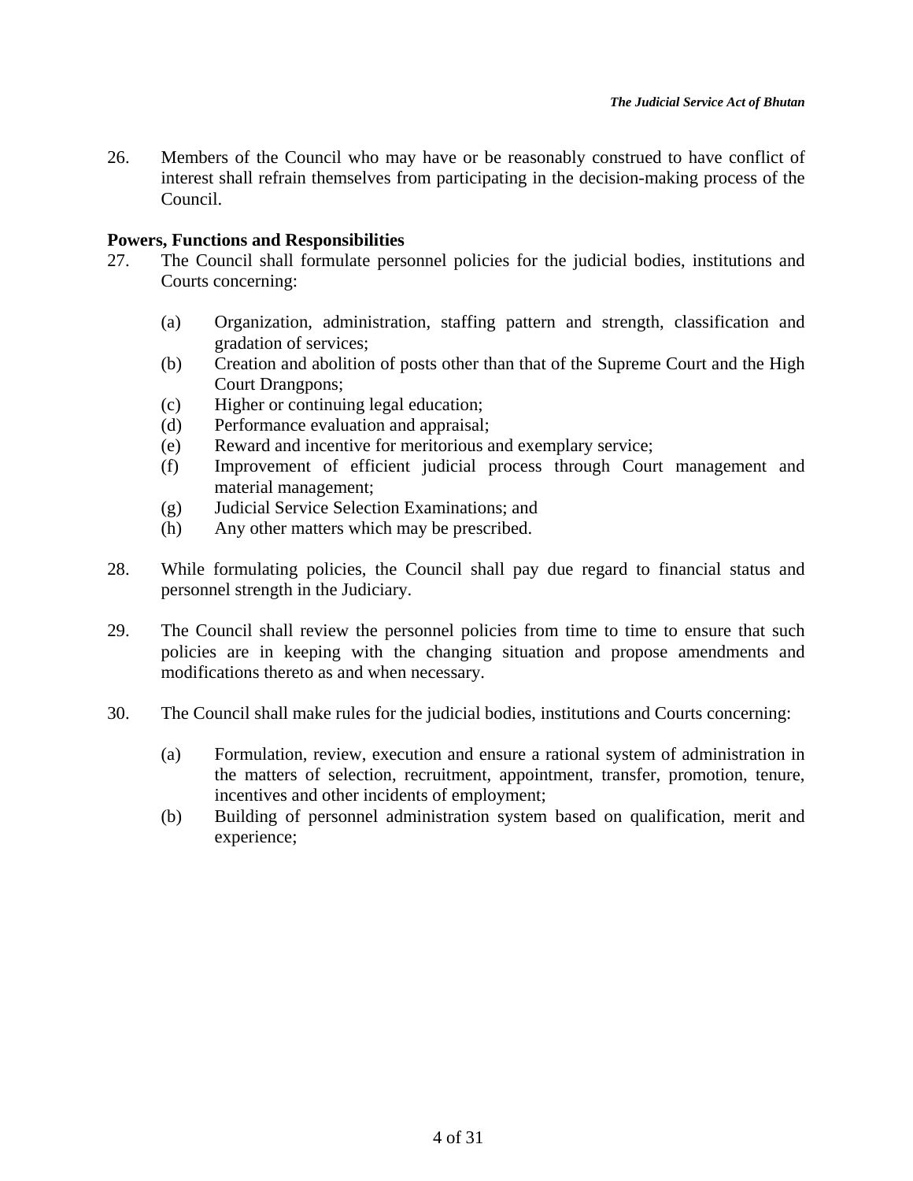26. Members of the Council who may have or be reasonably construed to have conflict of interest shall refrain themselves from participating in the decision-making process of the Council.

**Powers, Functions and Responsibilities**

27. The Council shall formulate personnel policies for the judicial bodies, institutions and Courts concerning:

    (a) Organization, administration, staffing pattern and strength, classification and gradation of services;
    (b) Creation and abolition of posts other than that of the Supreme Court and the High Court Drangpons;
    (c) Higher or continuing legal education;
    (d) Performance evaluation and appraisal;
    (e) Reward and incentive for meritorious and exemplary service;
    (f) Improvement of efficient judicial process through Court management and material management;
    (g) Judicial Service Selection Examinations; and
    (h) Any other matters which may be prescribed.

28. While formulating policies, the Council shall pay due regard to financial status and personnel strength in the Judiciary.

29. The Council shall review the personnel policies from time to time to ensure that such policies are in keeping with the changing situation and propose amendments and modifications thereto as and when necessary.

30. The Council shall make rules for the judicial bodies, institutions and Courts concerning:

    (a) Formulation, review, execution and ensure a rational system of administration in the matters of selection, recruitment, appointment, transfer, promotion, tenure, incentives and other incidents of employment;
    (b) Building of personnel administration system based on qualification, merit and experience;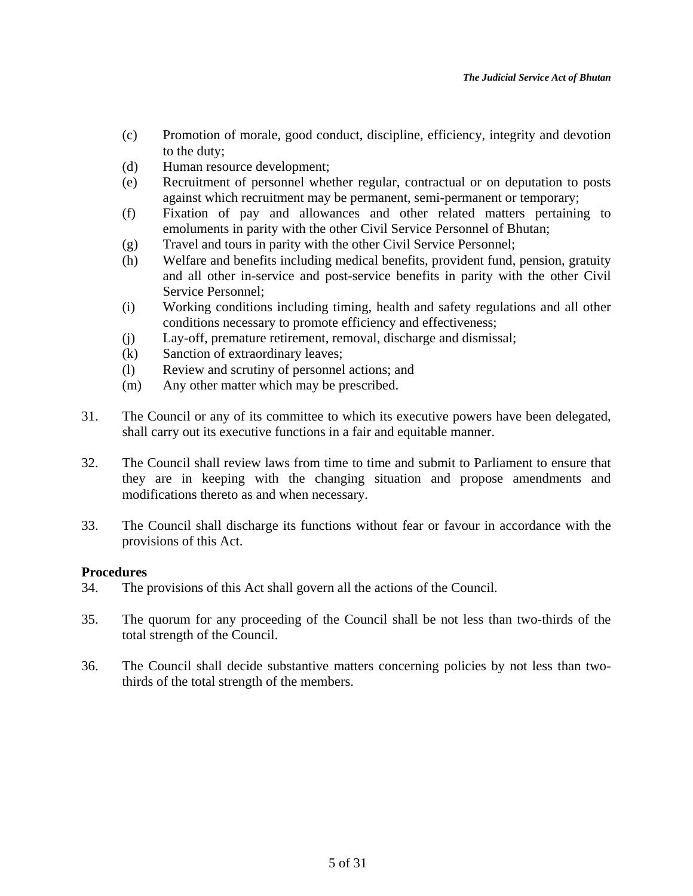(c) Promotion of morale, good conduct, discipline, efficiency, integrity and devotion to the duty;
(d) Human resource development;
(e) Recruitment of personnel whether regular, contractual or on deputation to posts against which recruitment may be permanent, semi-permanent or temporary;
(f) Fixation of pay and allowances and other related matters pertaining to emoluments in parity with the other Civil Service Personnel of Bhutan;
(g) Travel and tours in parity with the other Civil Service Personnel;
(h) Welfare and benefits including medical benefits, provident fund, pension, gratuity and all other in-service and post-service benefits in parity with the other Civil Service Personnel;
(i) Working conditions including timing, health and safety regulations and all other conditions necessary to promote efficiency and effectiveness;
(j) Lay-off, premature retirement, removal, discharge and dismissal;
(k) Sanction of extraordinary leaves;
(l) Review and scrutiny of personnel actions; and
(m) Any other matter which may be prescribed.

31. The Council or any of its committee to which its executive powers have been delegated, shall carry out its executive functions in a fair and equitable manner.

32. The Council shall review laws from time to time and submit to Parliament to ensure that they are in keeping with the changing situation and propose amendments and modifications thereto as and when necessary.

33. The Council shall discharge its functions without fear or favour in accordance with the provisions of this Act.

**Procedures**

34. The provisions of this Act shall govern all the actions of the Council.

35. The quorum for any proceeding of the Council shall be not less than two-thirds of the total strength of the Council.

36. The Council shall decide substantive matters concerning policies by not less than two-thirds of the total strength of the members.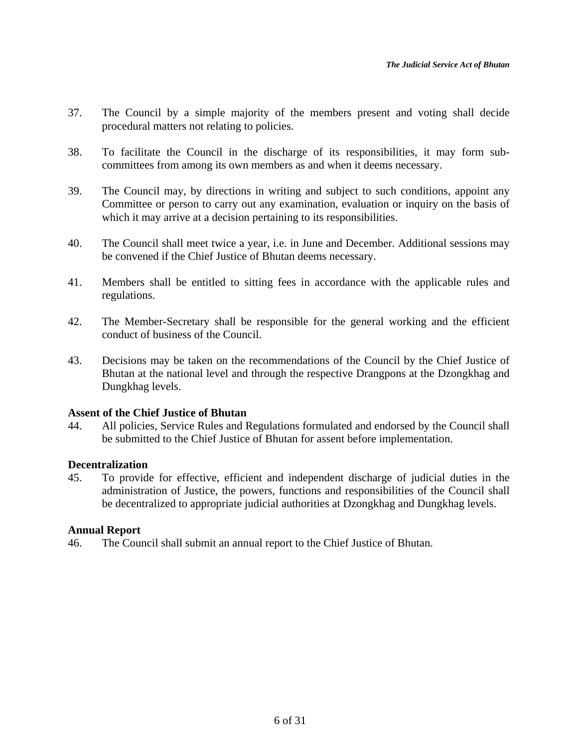37. The Council by a simple majority of the members present and voting shall decide procedural matters not relating to policies.

38. To facilitate the Council in the discharge of its responsibilities, it may form sub-committees from among its own members as and when it deems necessary.

39. The Council may, by directions in writing and subject to such conditions, appoint any Committee or person to carry out any examination, evaluation or inquiry on the basis of which it may arrive at a decision pertaining to its responsibilities.

40. The Council shall meet twice a year, i.e. in June and December. Additional sessions may be convened if the Chief Justice of Bhutan deems necessary.

41. Members shall be entitled to sitting fees in accordance with the applicable rules and regulations.

42. The Member-Secretary shall be responsible for the general working and the efficient conduct of business of the Council.

43. Decisions may be taken on the recommendations of the Council by the Chief Justice of Bhutan at the national level and through the respective Drangpons at the Dzongkhag and Dungkhag levels.

**Assent of the Chief Justice of Bhutan**

44. All policies, Service Rules and Regulations formulated and endorsed by the Council shall be submitted to the Chief Justice of Bhutan for assent before implementation.

**Decentralization**

45. To provide for effective, efficient and independent discharge of judicial duties in the administration of Justice, the powers, functions and responsibilities of the Council shall be decentralized to appropriate judicial authorities at Dzongkhag and Dungkhag levels.

**Annual Report**

46. The Council shall submit an annual report to the Chief Justice of Bhutan.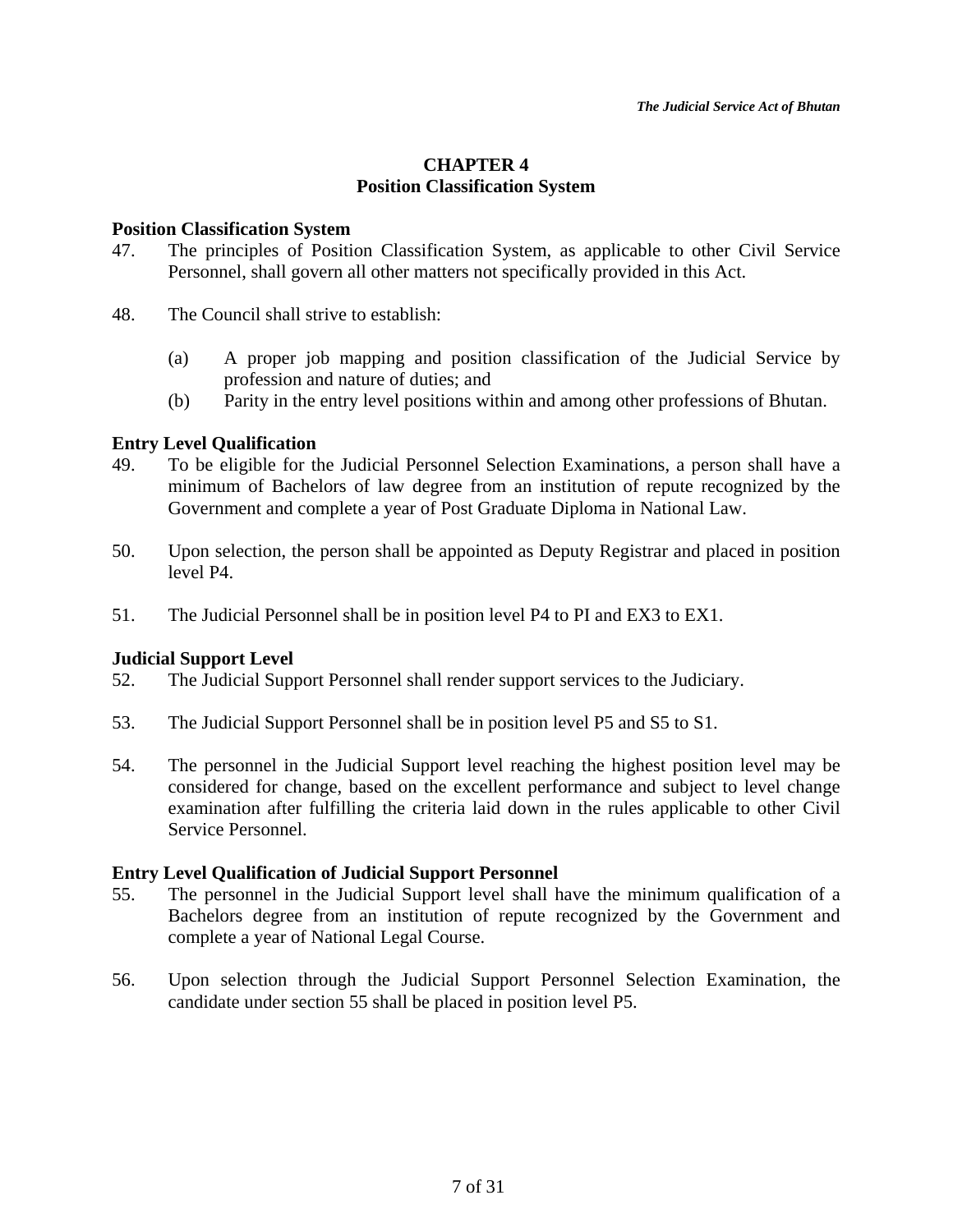## CHAPTER 4
## Position Classification System

### Position Classification System

47. The principles of Position Classification System, as applicable to other Civil Service Personnel, shall govern all other matters not specifically provided in this Act.

48. The Council shall strive to establish:

    (a) A proper job mapping and position classification of the Judicial Service by profession and nature of duties; and
    (b) Parity in the entry level positions within and among other professions of Bhutan.

### Entry Level Qualification

49. To be eligible for the Judicial Personnel Selection Examinations, a person shall have a minimum of Bachelors of law degree from an institution of repute recognized by the Government and complete a year of Post Graduate Diploma in National Law.

50. Upon selection, the person shall be appointed as Deputy Registrar and placed in position level P4.

51. The Judicial Personnel shall be in position level P4 to PI and EX3 to EX1.

### Judicial Support Level

52. The Judicial Support Personnel shall render support services to the Judiciary.

53. The Judicial Support Personnel shall be in position level P5 and S5 to S1.

54. The personnel in the Judicial Support level reaching the highest position level may be considered for change, based on the excellent performance and subject to level change examination after fulfilling the criteria laid down in the rules applicable to other Civil Service Personnel.

### Entry Level Qualification of Judicial Support Personnel

55. The personnel in the Judicial Support level shall have the minimum qualification of a Bachelors degree from an institution of repute recognized by the Government and complete a year of National Legal Course.

56. Upon selection through the Judicial Support Personnel Selection Examination, the candidate under section 55 shall be placed in position level P5.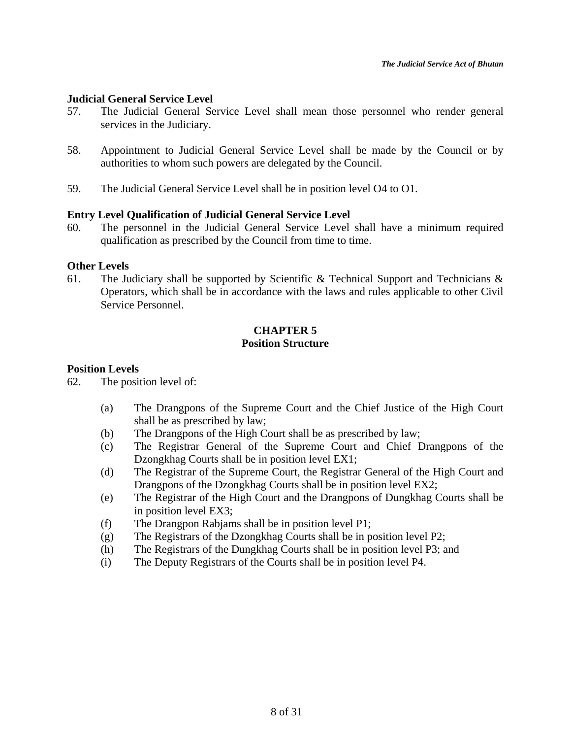**Judicial General Service Level**

57. The Judicial General Service Level shall mean those personnel who render general services in the Judiciary.

58. Appointment to Judicial General Service Level shall be made by the Council or by authorities to whom such powers are delegated by the Council.

59. The Judicial General Service Level shall be in position level O4 to O1.

**Entry Level Qualification of Judicial General Service Level**

60. The personnel in the Judicial General Service Level shall have a minimum required qualification as prescribed by the Council from time to time.

**Other Levels**

61. The Judiciary shall be supported by Scientific & Technical Support and Technicians & Operators, which shall be in accordance with the laws and rules applicable to other Civil Service Personnel.

## CHAPTER 5
## Position Structure

**Position Levels**

62. The position level of:

    (a) The Drangpons of the Supreme Court and the Chief Justice of the High Court shall be as prescribed by law;
    (b) The Drangpons of the High Court shall be as prescribed by law;
    (c) The Registrar General of the Supreme Court and Chief Drangpons of the Dzongkhag Courts shall be in position level EX1;
    (d) The Registrar of the Supreme Court, the Registrar General of the High Court and Drangpons of the Dzongkhag Courts shall be in position level EX2;
    (e) The Registrar of the High Court and the Drangpons of Dungkhag Courts shall be in position level EX3;
    (f) The Drangpon Rabjams shall be in position level P1;
    (g) The Registrars of the Dzongkhag Courts shall be in position level P2;
    (h) The Registrars of the Dungkhag Courts shall be in position level P3; and
    (i) The Deputy Registrars of the Courts shall be in position level P4.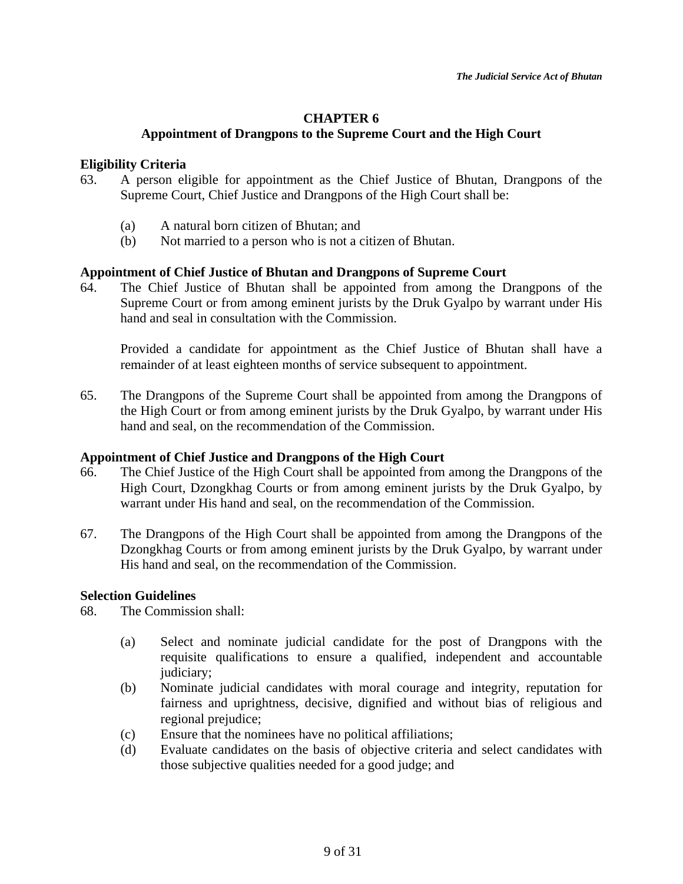## CHAPTER 6
## Appointment of Drangpons to the Supreme Court and the High Court

**Eligibility Criteria**

63. A person eligible for appointment as the Chief Justice of Bhutan, Drangpons of the Supreme Court, Chief Justice and Drangpons of the High Court shall be:

    (a) A natural born citizen of Bhutan; and
    (b) Not married to a person who is not a citizen of Bhutan.

**Appointment of Chief Justice of Bhutan and Drangpons of Supreme Court**

64. The Chief Justice of Bhutan shall be appointed from among the Drangpons of the Supreme Court or from among eminent jurists by the Druk Gyalpo by warrant under His hand and seal in consultation with the Commission.

    Provided a candidate for appointment as the Chief Justice of Bhutan shall have a remainder of at least eighteen months of service subsequent to appointment.

65. The Drangpons of the Supreme Court shall be appointed from among the Drangpons of the High Court or from among eminent jurists by the Druk Gyalpo, by warrant under His hand and seal, on the recommendation of the Commission.

**Appointment of Chief Justice and Drangpons of the High Court**

66. The Chief Justice of the High Court shall be appointed from among the Drangpons of the High Court, Dzongkhag Courts or from among eminent jurists by the Druk Gyalpo, by warrant under His hand and seal, on the recommendation of the Commission.

67. The Drangpons of the High Court shall be appointed from among the Drangpons of the Dzongkhag Courts or from among eminent jurists by the Druk Gyalpo, by warrant under His hand and seal, on the recommendation of the Commission.

**Selection Guidelines**

68. The Commission shall:

    (a) Select and nominate judicial candidate for the post of Drangpons with the requisite qualifications to ensure a qualified, independent and accountable judiciary;
    (b) Nominate judicial candidates with moral courage and integrity, reputation for fairness and uprightness, decisive, dignified and without bias of religious and regional prejudice;
    (c) Ensure that the nominees have no political affiliations;
    (d) Evaluate candidates on the basis of objective criteria and select candidates with those subjective qualities needed for a good judge; and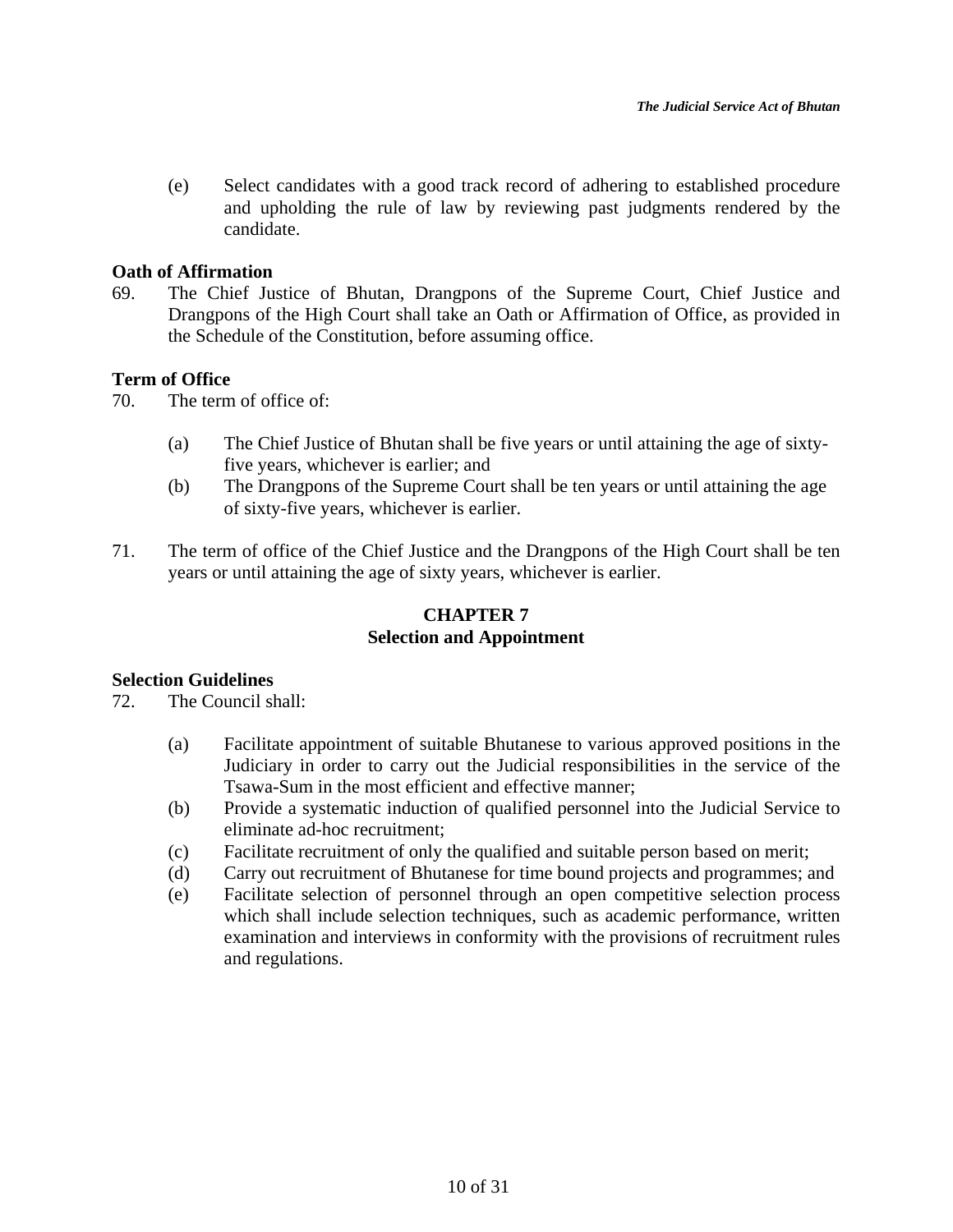(e) Select candidates with a good track record of adhering to established procedure and upholding the rule of law by reviewing past judgments rendered by the candidate.

**Oath of Affirmation**

69. The Chief Justice of Bhutan, Drangpons of the Supreme Court, Chief Justice and Drangpons of the High Court shall take an Oath or Affirmation of Office, as provided in the Schedule of the Constitution, before assuming office.

**Term of Office**

70. The term of office of:

 (a) The Chief Justice of Bhutan shall be five years or until attaining the age of sixty-five years, whichever is earlier; and
 (b) The Drangpons of the Supreme Court shall be ten years or until attaining the age of sixty-five years, whichever is earlier.

71. The term of office of the Chief Justice and the Drangpons of the High Court shall be ten years or until attaining the age of sixty years, whichever is earlier.

## CHAPTER 7
## Selection and Appointment

**Selection Guidelines**

72. The Council shall:

 (a) Facilitate appointment of suitable Bhutanese to various approved positions in the Judiciary in order to carry out the Judicial responsibilities in the service of the Tsawa-Sum in the most efficient and effective manner;
 (b) Provide a systematic induction of qualified personnel into the Judicial Service to eliminate ad-hoc recruitment;
 (c) Facilitate recruitment of only the qualified and suitable person based on merit;
 (d) Carry out recruitment of Bhutanese for time bound projects and programmes; and
 (e) Facilitate selection of personnel through an open competitive selection process which shall include selection techniques, such as academic performance, written examination and interviews in conformity with the provisions of recruitment rules and regulations.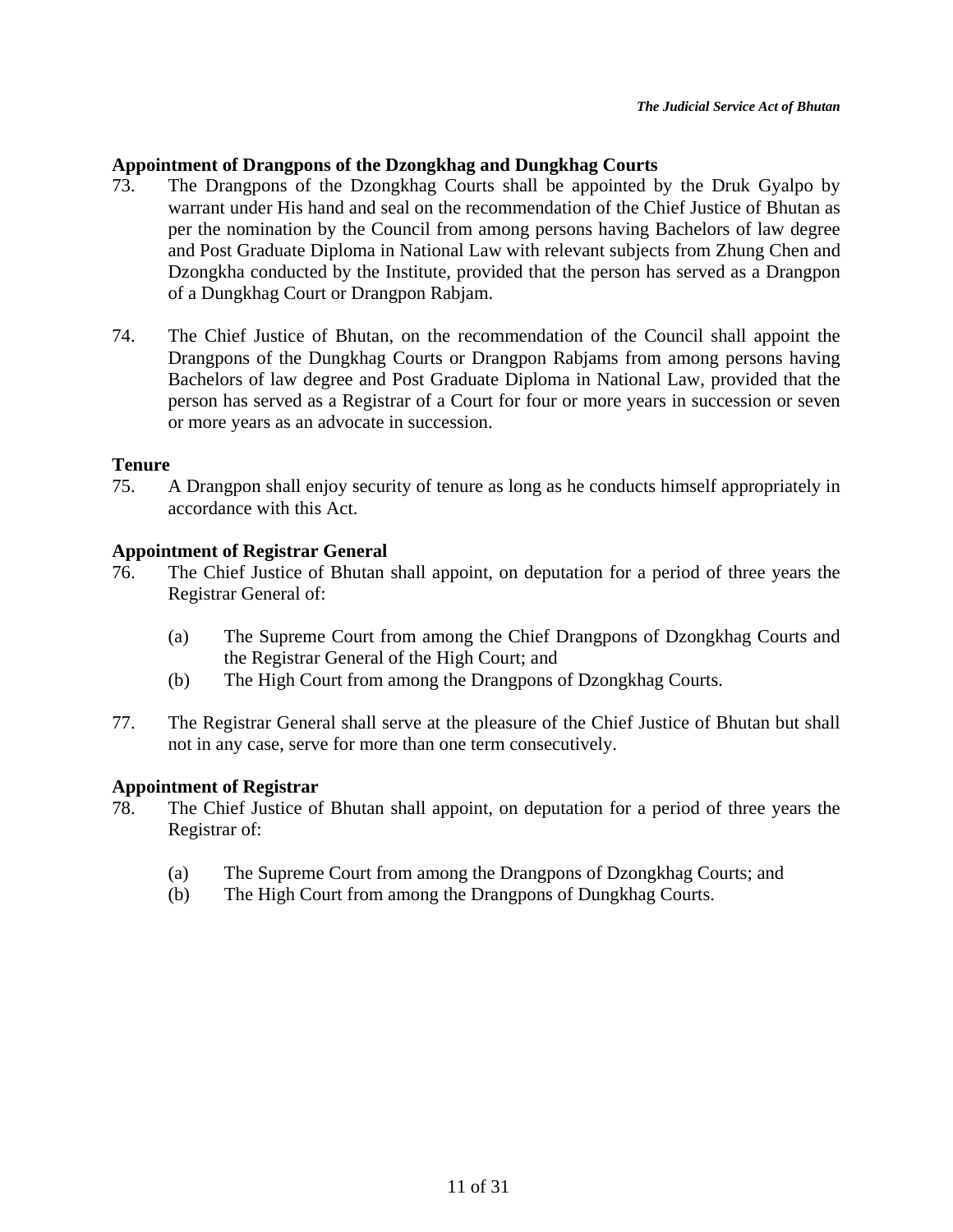**Appointment of Drangpons of the Dzongkhag and Dungkhag Courts**

73. The Drangpons of the Dzongkhag Courts shall be appointed by the Druk Gyalpo by warrant under His hand and seal on the recommendation of the Chief Justice of Bhutan as per the nomination by the Council from among persons having Bachelors of law degree and Post Graduate Diploma in National Law with relevant subjects from Zhung Chen and Dzongkha conducted by the Institute, provided that the person has served as a Drangpon of a Dungkhag Court or Drangpon Rabjam.

74. The Chief Justice of Bhutan, on the recommendation of the Council shall appoint the Drangpons of the Dungkhag Courts or Drangpon Rabjams from among persons having Bachelors of law degree and Post Graduate Diploma in National Law, provided that the person has served as a Registrar of a Court for four or more years in succession or seven or more years as an advocate in succession.

**Tenure**

75. A Drangpon shall enjoy security of tenure as long as he conducts himself appropriately in accordance with this Act.

**Appointment of Registrar General**

76. The Chief Justice of Bhutan shall appoint, on deputation for a period of three years the Registrar General of:

    (a) The Supreme Court from among the Chief Drangpons of Dzongkhag Courts and the Registrar General of the High Court; and
    (b) The High Court from among the Drangpons of Dzongkhag Courts.

77. The Registrar General shall serve at the pleasure of the Chief Justice of Bhutan but shall not in any case, serve for more than one term consecutively.

**Appointment of Registrar**

78. The Chief Justice of Bhutan shall appoint, on deputation for a period of three years the Registrar of:

    (a) The Supreme Court from among the Drangpons of Dzongkhag Courts; and
    (b) The High Court from among the Drangpons of Dungkhag Courts.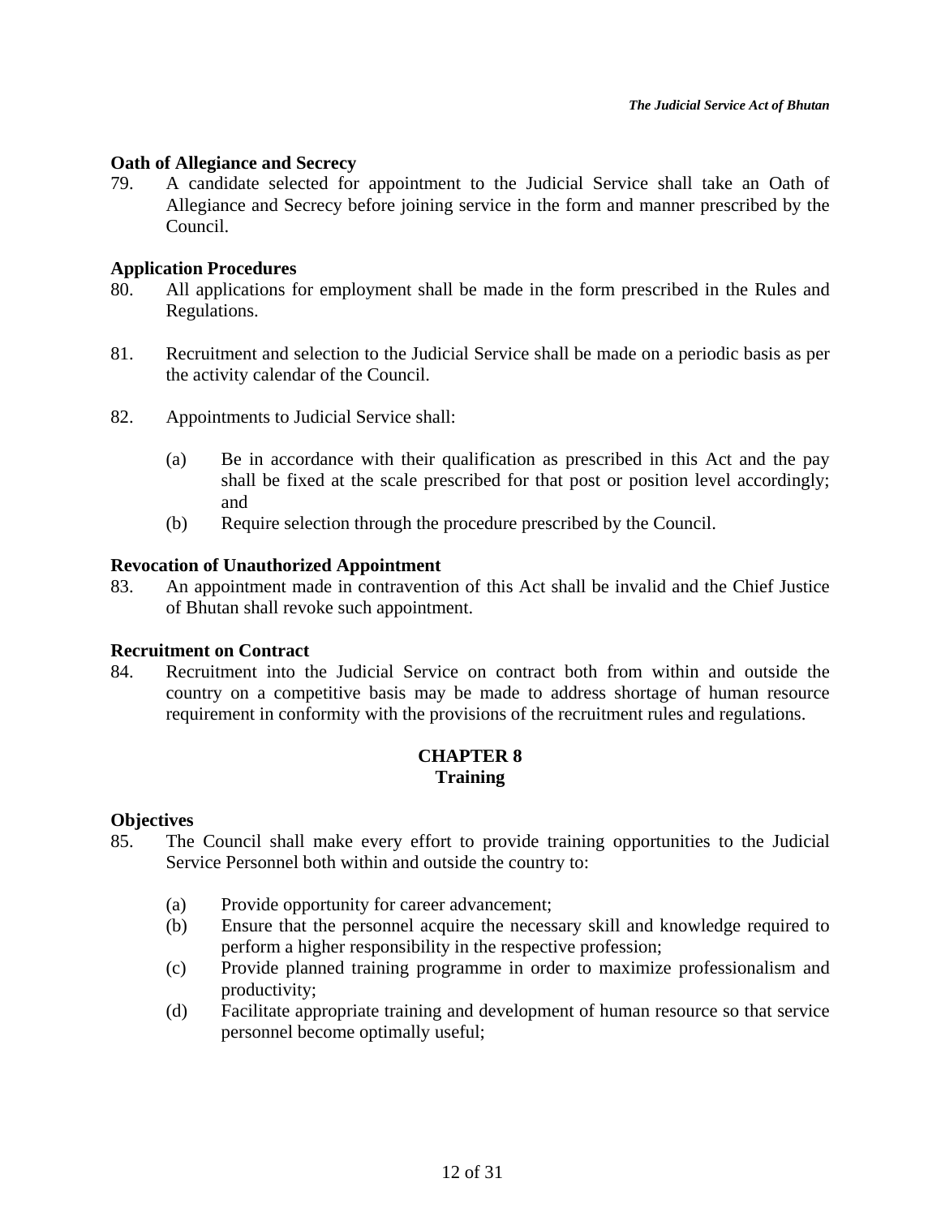**Oath of Allegiance and Secrecy**

79. A candidate selected for appointment to the Judicial Service shall take an Oath of Allegiance and Secrecy before joining service in the form and manner prescribed by the Council.

**Application Procedures**

80. All applications for employment shall be made in the form prescribed in the Rules and Regulations.

81. Recruitment and selection to the Judicial Service shall be made on a periodic basis as per the activity calendar of the Council.

82. Appointments to Judicial Service shall:

   (a) Be in accordance with their qualification as prescribed in this Act and the pay shall be fixed at the scale prescribed for that post or position level accordingly; and
   
   (b) Require selection through the procedure prescribed by the Council.

**Revocation of Unauthorized Appointment**

83. An appointment made in contravention of this Act shall be invalid and the Chief Justice of Bhutan shall revoke such appointment.

**Recruitment on Contract**

84. Recruitment into the Judicial Service on contract both from within and outside the country on a competitive basis may be made to address shortage of human resource requirement in conformity with the provisions of the recruitment rules and regulations.

## CHAPTER 8
## Training

**Objectives**

85. The Council shall make every effort to provide training opportunities to the Judicial Service Personnel both within and outside the country to:

   (a) Provide opportunity for career advancement;
   
   (b) Ensure that the personnel acquire the necessary skill and knowledge required to perform a higher responsibility in the respective profession;
   
   (c) Provide planned training programme in order to maximize professionalism and productivity;
   
   (d) Facilitate appropriate training and development of human resource so that service personnel become optimally useful;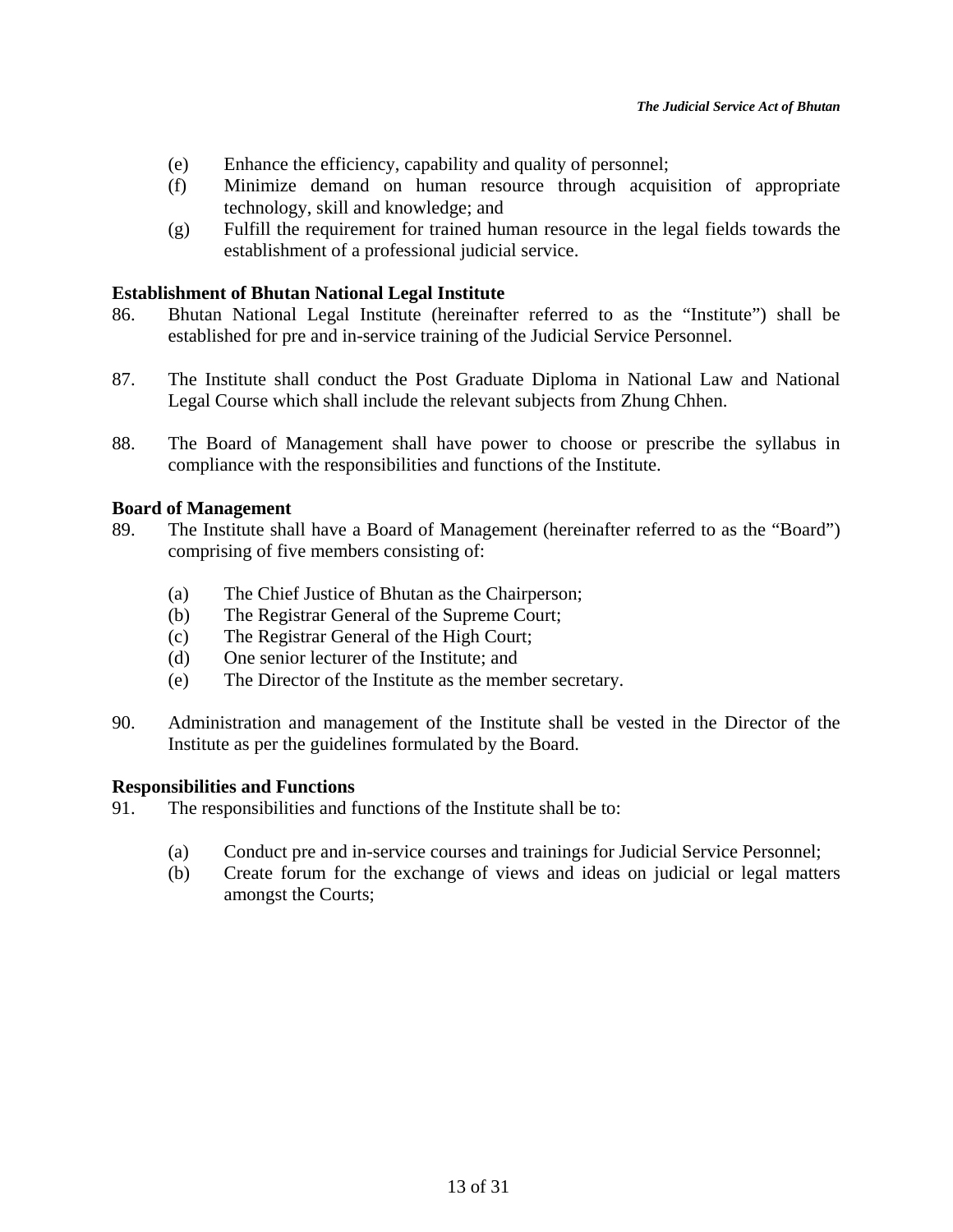(e) Enhance the efficiency, capability and quality of personnel;

(f) Minimize demand on human resource through acquisition of appropriate technology, skill and knowledge; and

(g) Fulfill the requirement for trained human resource in the legal fields towards the establishment of a professional judicial service.

**Establishment of Bhutan National Legal Institute**

86. Bhutan National Legal Institute (hereinafter referred to as the "Institute") shall be established for pre and in-service training of the Judicial Service Personnel.

87. The Institute shall conduct the Post Graduate Diploma in National Law and National Legal Course which shall include the relevant subjects from Zhung Chhen.

88. The Board of Management shall have power to choose or prescribe the syllabus in compliance with the responsibilities and functions of the Institute.

**Board of Management**

89. The Institute shall have a Board of Management (hereinafter referred to as the "Board") comprising of five members consisting of:

(a) The Chief Justice of Bhutan as the Chairperson;

(b) The Registrar General of the Supreme Court;

(c) The Registrar General of the High Court;

(d) One senior lecturer of the Institute; and

(e) The Director of the Institute as the member secretary.

90. Administration and management of the Institute shall be vested in the Director of the Institute as per the guidelines formulated by the Board.

**Responsibilities and Functions**

91. The responsibilities and functions of the Institute shall be to:

(a) Conduct pre and in-service courses and trainings for Judicial Service Personnel;

(b) Create forum for the exchange of views and ideas on judicial or legal matters amongst the Courts;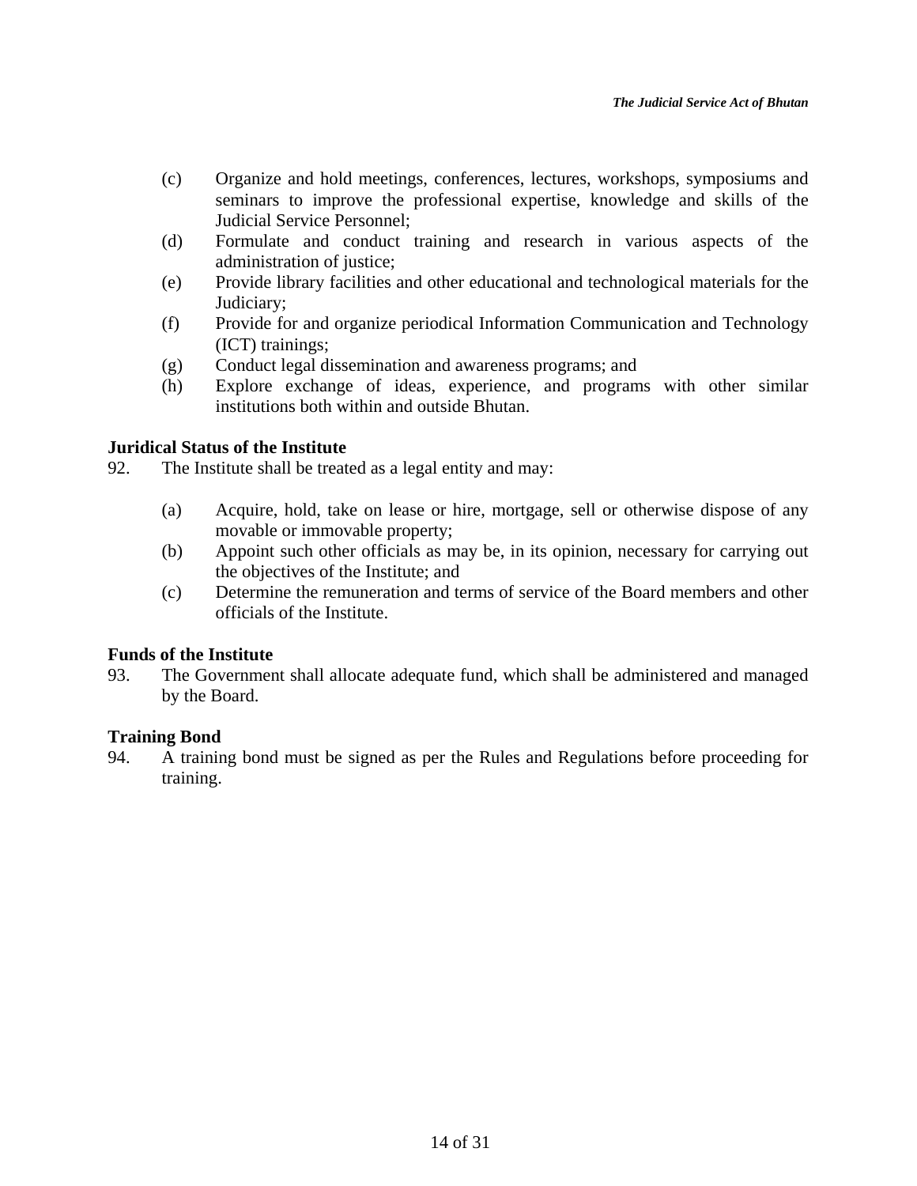(c) Organize and hold meetings, conferences, lectures, workshops, symposiums and seminars to improve the professional expertise, knowledge and skills of the Judicial Service Personnel;

(d) Formulate and conduct training and research in various aspects of the administration of justice;

(e) Provide library facilities and other educational and technological materials for the Judiciary;

(f) Provide for and organize periodical Information Communication and Technology (ICT) trainings;

(g) Conduct legal dissemination and awareness programs; and

(h) Explore exchange of ideas, experience, and programs with other similar institutions both within and outside Bhutan.

**Juridical Status of the Institute**

92. The Institute shall be treated as a legal entity and may:

(a) Acquire, hold, take on lease or hire, mortgage, sell or otherwise dispose of any movable or immovable property;

(b) Appoint such other officials as may be, in its opinion, necessary for carrying out the objectives of the Institute; and

(c) Determine the remuneration and terms of service of the Board members and other officials of the Institute.

**Funds of the Institute**

93. The Government shall allocate adequate fund, which shall be administered and managed by the Board.

**Training Bond**

94. A training bond must be signed as per the Rules and Regulations before proceeding for training.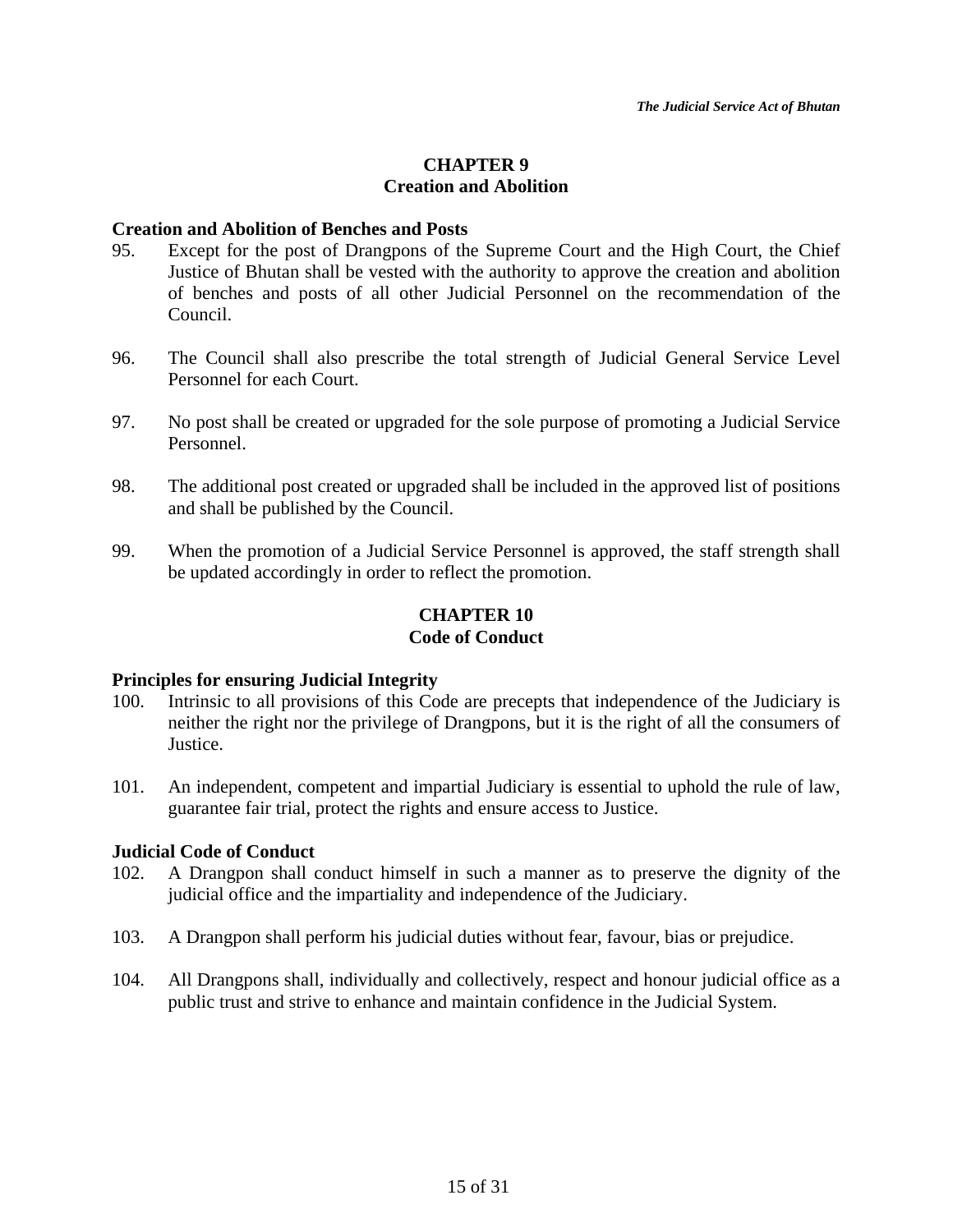## CHAPTER 9
## Creation and Abolition

### Creation and Abolition of Benches and Posts

95. Except for the post of Drangpons of the Supreme Court and the High Court, the Chief Justice of Bhutan shall be vested with the authority to approve the creation and abolition of benches and posts of all other Judicial Personnel on the recommendation of the Council.

96. The Council shall also prescribe the total strength of Judicial General Service Level Personnel for each Court.

97. No post shall be created or upgraded for the sole purpose of promoting a Judicial Service Personnel.

98. The additional post created or upgraded shall be included in the approved list of positions and shall be published by the Council.

99. When the promotion of a Judicial Service Personnel is approved, the staff strength shall be updated accordingly in order to reflect the promotion.

## CHAPTER 10
## Code of Conduct

### Principles for ensuring Judicial Integrity

100. Intrinsic to all provisions of this Code are precepts that independence of the Judiciary is neither the right nor the privilege of Drangpons, but it is the right of all the consumers of Justice.

101. An independent, competent and impartial Judiciary is essential to uphold the rule of law, guarantee fair trial, protect the rights and ensure access to Justice.

### Judicial Code of Conduct

102. A Drangpon shall conduct himself in such a manner as to preserve the dignity of the judicial office and the impartiality and independence of the Judiciary.

103. A Drangpon shall perform his judicial duties without fear, favour, bias or prejudice.

104. All Drangpons shall, individually and collectively, respect and honour judicial office as a public trust and strive to enhance and maintain confidence in the Judicial System.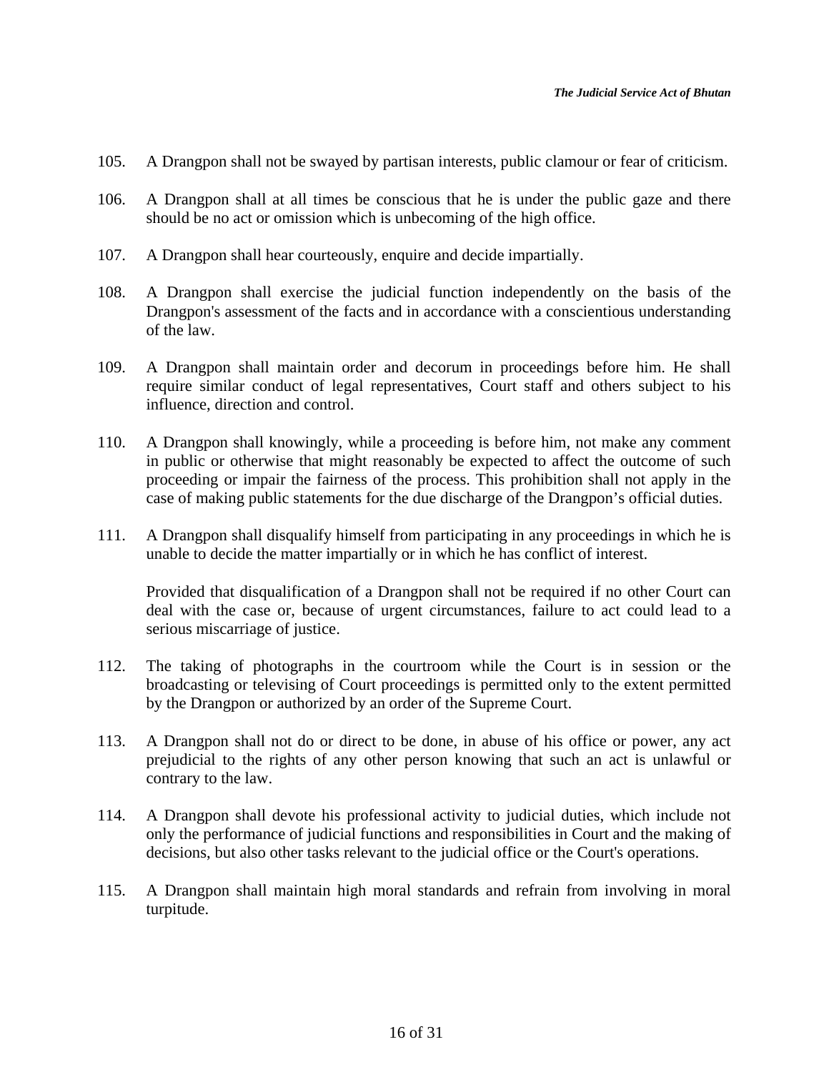105. A Drangpon shall not be swayed by partisan interests, public clamour or fear of criticism.

106. A Drangpon shall at all times be conscious that he is under the public gaze and there should be no act or omission which is unbecoming of the high office.

107. A Drangpon shall hear courteously, enquire and decide impartially.

108. A Drangpon shall exercise the judicial function independently on the basis of the Drangpon's assessment of the facts and in accordance with a conscientious understanding of the law.

109. A Drangpon shall maintain order and decorum in proceedings before him. He shall require similar conduct of legal representatives, Court staff and others subject to his influence, direction and control.

110. A Drangpon shall knowingly, while a proceeding is before him, not make any comment in public or otherwise that might reasonably be expected to affect the outcome of such proceeding or impair the fairness of the process. This prohibition shall not apply in the case of making public statements for the due discharge of the Drangpon's official duties.

111. A Drangpon shall disqualify himself from participating in any proceedings in which he is unable to decide the matter impartially or in which he has conflict of interest.

    Provided that disqualification of a Drangpon shall not be required if no other Court can deal with the case or, because of urgent circumstances, failure to act could lead to a serious miscarriage of justice.

112. The taking of photographs in the courtroom while the Court is in session or the broadcasting or televising of Court proceedings is permitted only to the extent permitted by the Drangpon or authorized by an order of the Supreme Court.

113. A Drangpon shall not do or direct to be done, in abuse of his office or power, any act prejudicial to the rights of any other person knowing that such an act is unlawful or contrary to the law.

114. A Drangpon shall devote his professional activity to judicial duties, which include not only the performance of judicial functions and responsibilities in Court and the making of decisions, but also other tasks relevant to the judicial office or the Court's operations.

115. A Drangpon shall maintain high moral standards and refrain from involving in moral turpitude.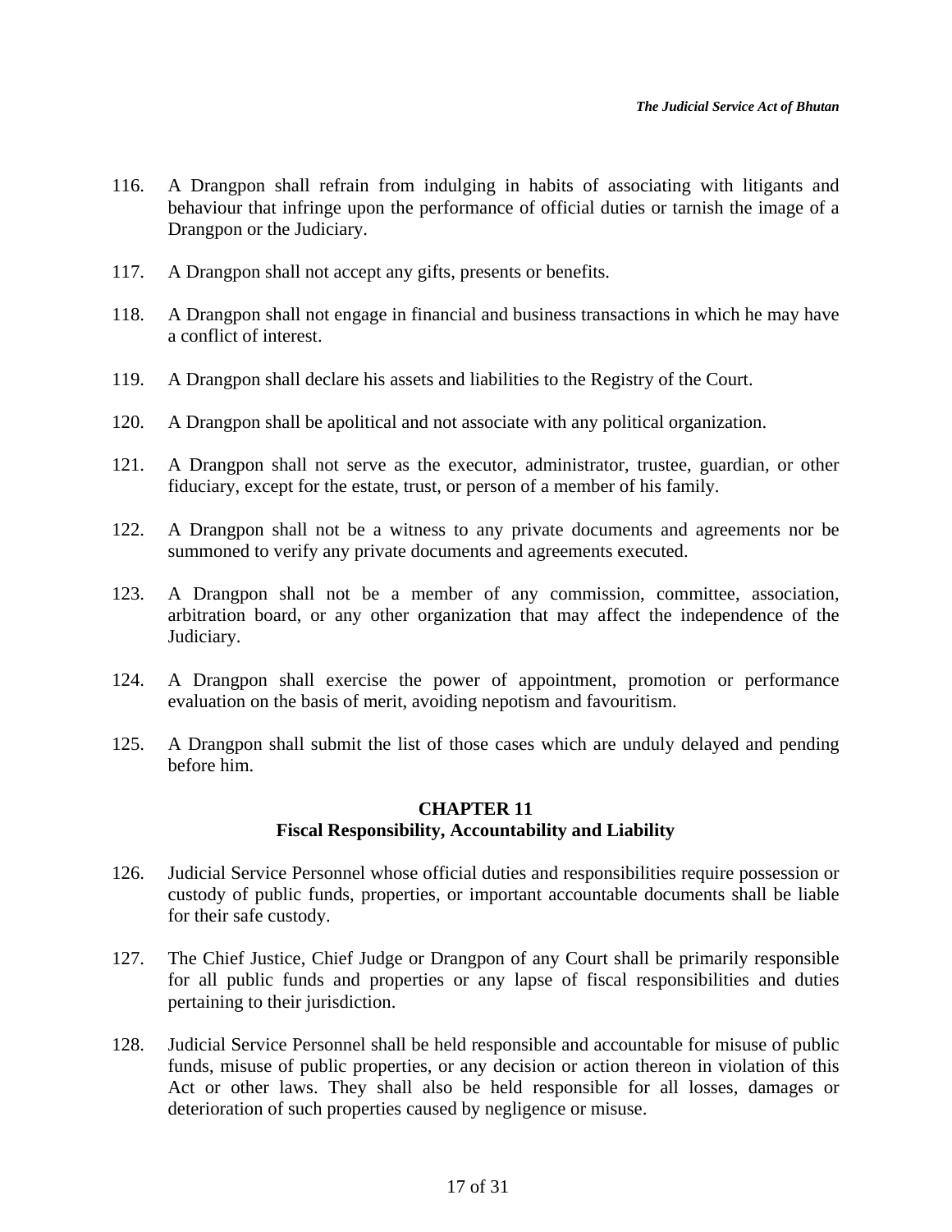116. A Drangpon shall refrain from indulging in habits of associating with litigants and behaviour that infringe upon the performance of official duties or tarnish the image of a Drangpon or the Judiciary.

117. A Drangpon shall not accept any gifts, presents or benefits.

118. A Drangpon shall not engage in financial and business transactions in which he may have a conflict of interest.

119. A Drangpon shall declare his assets and liabilities to the Registry of the Court.

120. A Drangpon shall be apolitical and not associate with any political organization.

121. A Drangpon shall not serve as the executor, administrator, trustee, guardian, or other fiduciary, except for the estate, trust, or person of a member of his family.

122. A Drangpon shall not be a witness to any private documents and agreements nor be summoned to verify any private documents and agreements executed.

123. A Drangpon shall not be a member of any commission, committee, association, arbitration board, or any other organization that may affect the independence of the Judiciary.

124. A Drangpon shall exercise the power of appointment, promotion or performance evaluation on the basis of merit, avoiding nepotism and favouritism.

125. A Drangpon shall submit the list of those cases which are unduly delayed and pending before him.

## CHAPTER 11
## Fiscal Responsibility, Accountability and Liability

126. Judicial Service Personnel whose official duties and responsibilities require possession or custody of public funds, properties, or important accountable documents shall be liable for their safe custody.

127. The Chief Justice, Chief Judge or Drangpon of any Court shall be primarily responsible for all public funds and properties or any lapse of fiscal responsibilities and duties pertaining to their jurisdiction.

128. Judicial Service Personnel shall be held responsible and accountable for misuse of public funds, misuse of public properties, or any decision or action thereon in violation of this Act or other laws. They shall also be held responsible for all losses, damages or deterioration of such properties caused by negligence or misuse.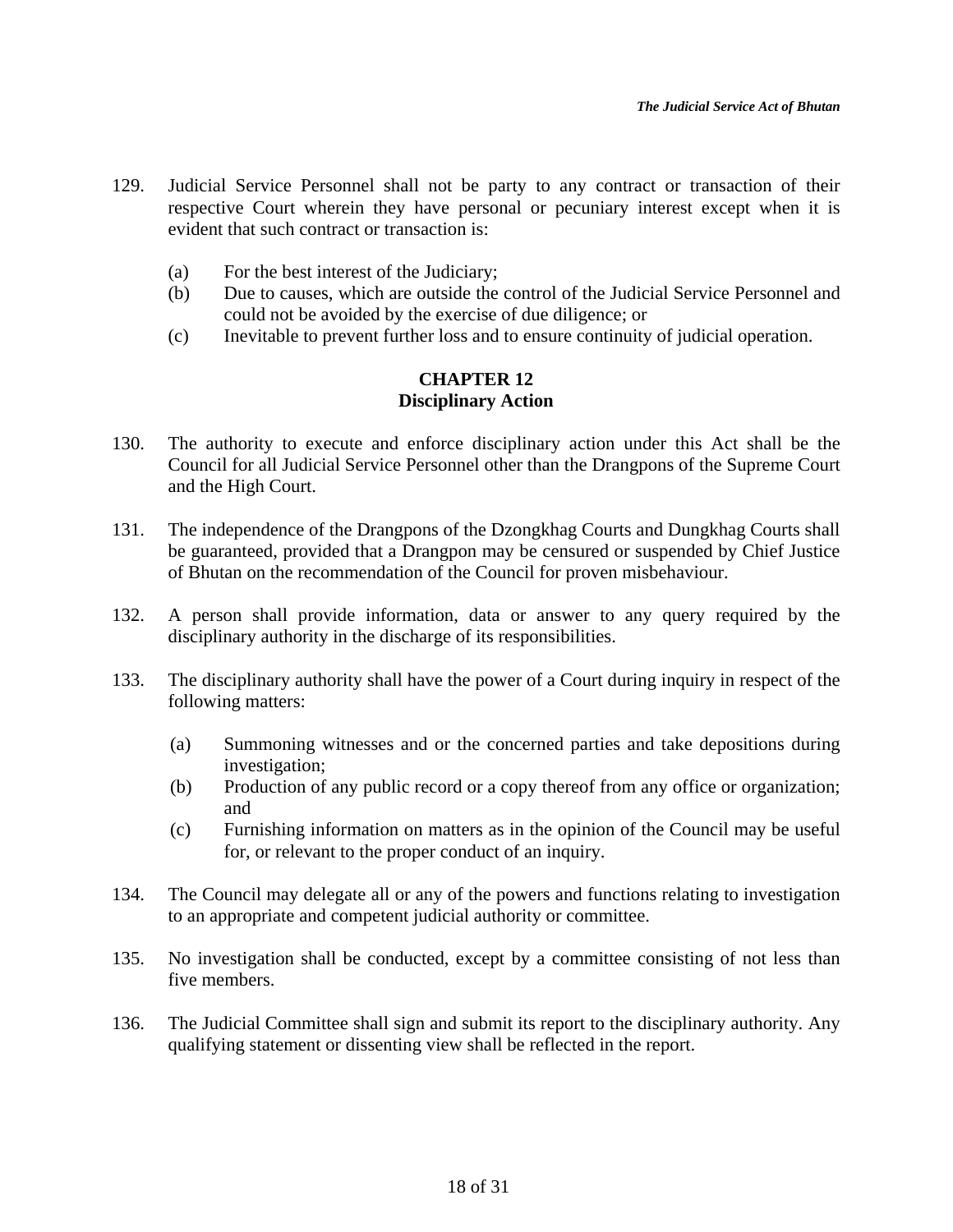129. Judicial Service Personnel shall not be party to any contract or transaction of their respective Court wherein they have personal or pecuniary interest except when it is evident that such contract or transaction is:

    (a) For the best interest of the Judiciary;
    (b) Due to causes, which are outside the control of the Judicial Service Personnel and could not be avoided by the exercise of due diligence; or
    (c) Inevitable to prevent further loss and to ensure continuity of judicial operation.

## CHAPTER 12
## Disciplinary Action

130. The authority to execute and enforce disciplinary action under this Act shall be the Council for all Judicial Service Personnel other than the Drangpons of the Supreme Court and the High Court.

131. The independence of the Drangpons of the Dzongkhag Courts and Dungkhag Courts shall be guaranteed, provided that a Drangpon may be censured or suspended by Chief Justice of Bhutan on the recommendation of the Council for proven misbehaviour.

132. A person shall provide information, data or answer to any query required by the disciplinary authority in the discharge of its responsibilities.

133. The disciplinary authority shall have the power of a Court during inquiry in respect of the following matters:

    (a) Summoning witnesses and or the concerned parties and take depositions during investigation;
    (b) Production of any public record or a copy thereof from any office or organization; and
    (c) Furnishing information on matters as in the opinion of the Council may be useful for, or relevant to the proper conduct of an inquiry.

134. The Council may delegate all or any of the powers and functions relating to investigation to an appropriate and competent judicial authority or committee.

135. No investigation shall be conducted, except by a committee consisting of not less than five members.

136. The Judicial Committee shall sign and submit its report to the disciplinary authority. Any qualifying statement or dissenting view shall be reflected in the report.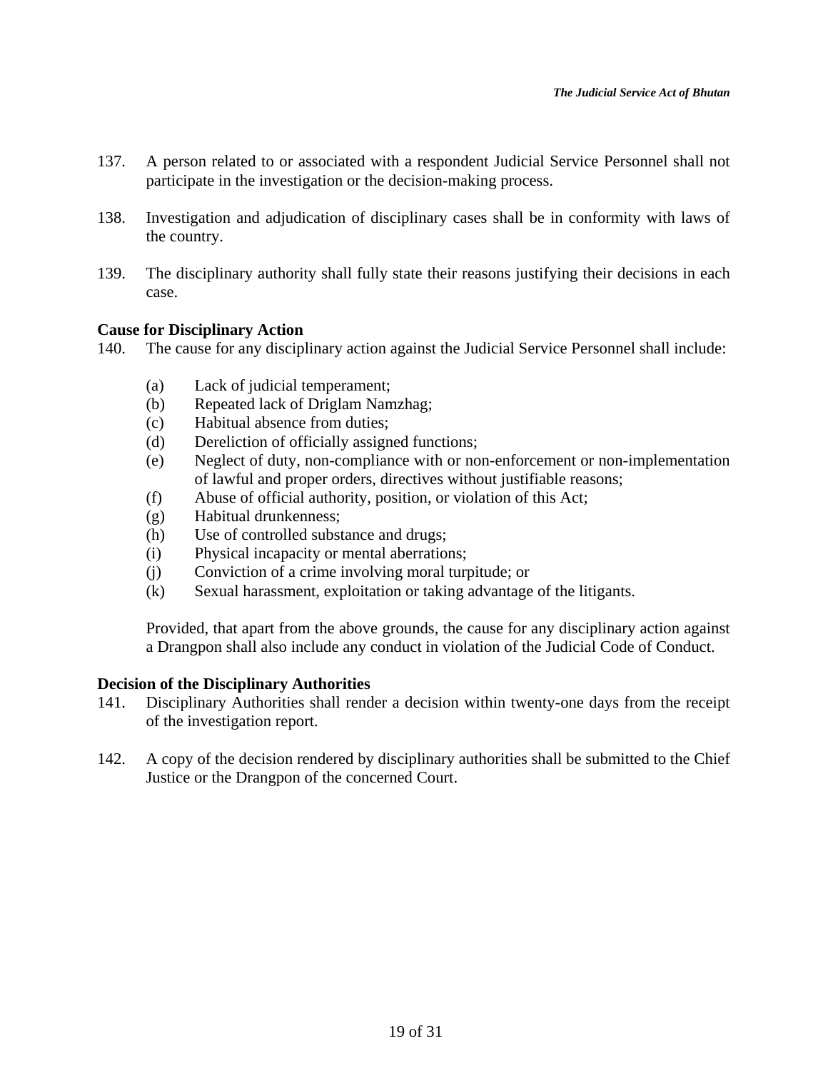137. A person related to or associated with a respondent Judicial Service Personnel shall not participate in the investigation or the decision-making process.

138. Investigation and adjudication of disciplinary cases shall be in conformity with laws of the country.

139. The disciplinary authority shall fully state their reasons justifying their decisions in each case.

**Cause for Disciplinary Action**

140. The cause for any disciplinary action against the Judicial Service Personnel shall include:

   (a) Lack of judicial temperament;
   (b) Repeated lack of Driglam Namzhag;
   (c) Habitual absence from duties;
   (d) Dereliction of officially assigned functions;
   (e) Neglect of duty, non-compliance with or non-enforcement or non-implementation of lawful and proper orders, directives without justifiable reasons;
   (f) Abuse of official authority, position, or violation of this Act;
   (g) Habitual drunkenness;
   (h) Use of controlled substance and drugs;
   (i) Physical incapacity or mental aberrations;
   (j) Conviction of a crime involving moral turpitude; or
   (k) Sexual harassment, exploitation or taking advantage of the litigants.

   Provided, that apart from the above grounds, the cause for any disciplinary action against a Drangpon shall also include any conduct in violation of the Judicial Code of Conduct.

**Decision of the Disciplinary Authorities**

141. Disciplinary Authorities shall render a decision within twenty-one days from the receipt of the investigation report.

142. A copy of the decision rendered by disciplinary authorities shall be submitted to the Chief Justice or the Drangpon of the concerned Court.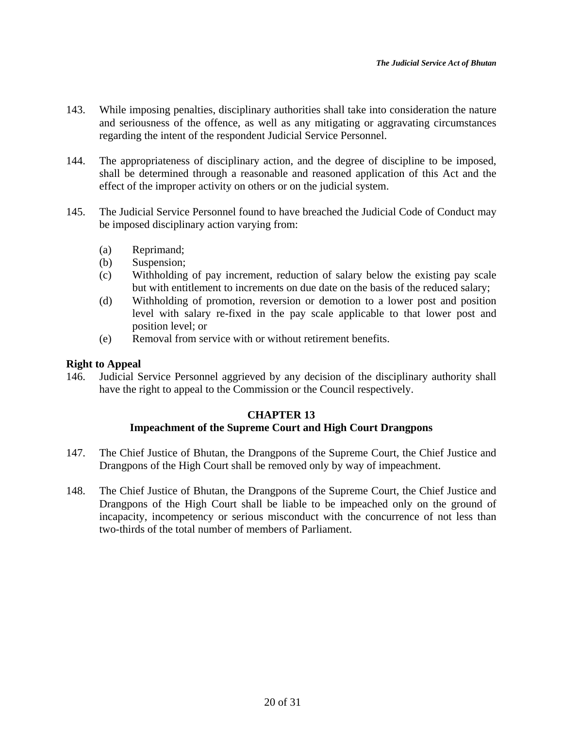143. While imposing penalties, disciplinary authorities shall take into consideration the nature and seriousness of the offence, as well as any mitigating or aggravating circumstances regarding the intent of the respondent Judicial Service Personnel.

144. The appropriateness of disciplinary action, and the degree of discipline to be imposed, shall be determined through a reasonable and reasoned application of this Act and the effect of the improper activity on others or on the judicial system.

145. The Judicial Service Personnel found to have breached the Judicial Code of Conduct may be imposed disciplinary action varying from:

   (a) Reprimand;
   (b) Suspension;
   (c) Withholding of pay increment, reduction of salary below the existing pay scale but with entitlement to increments on due date on the basis of the reduced salary;
   (d) Withholding of promotion, reversion or demotion to a lower post and position level with salary re-fixed in the pay scale applicable to that lower post and position level; or
   (e) Removal from service with or without retirement benefits.

**Right to Appeal**

146. Judicial Service Personnel aggrieved by any decision of the disciplinary authority shall have the right to appeal to the Commission or the Council respectively.

## CHAPTER 13
## Impeachment of the Supreme Court and High Court Drangpons

147. The Chief Justice of Bhutan, the Drangpons of the Supreme Court, the Chief Justice and Drangpons of the High Court shall be removed only by way of impeachment.

148. The Chief Justice of Bhutan, the Drangpons of the Supreme Court, the Chief Justice and Drangpons of the High Court shall be liable to be impeached only on the ground of incapacity, incompetency or serious misconduct with the concurrence of not less than two-thirds of the total number of members of Parliament.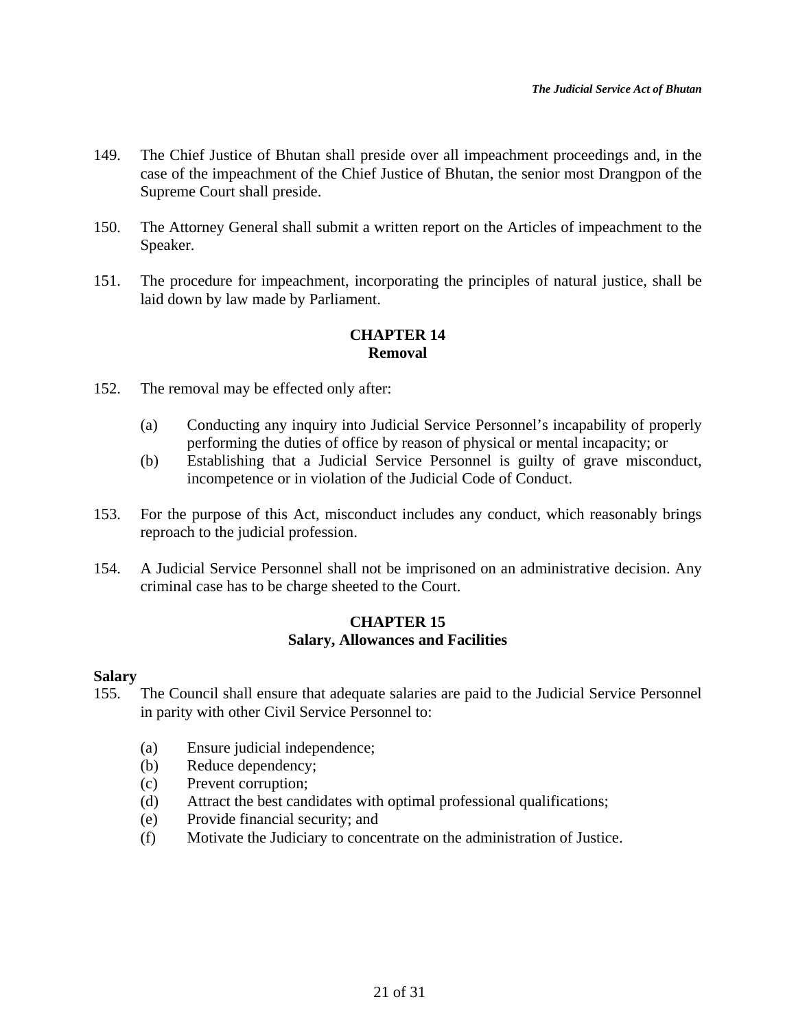149. The Chief Justice of Bhutan shall preside over all impeachment proceedings and, in the case of the impeachment of the Chief Justice of Bhutan, the senior most Drangpon of the Supreme Court shall preside.

150. The Attorney General shall submit a written report on the Articles of impeachment to the Speaker.

151. The procedure for impeachment, incorporating the principles of natural justice, shall be laid down by law made by Parliament.

## CHAPTER 14
## Removal

152. The removal may be effected only after:

    (a) Conducting any inquiry into Judicial Service Personnel's incapability of properly performing the duties of office by reason of physical or mental incapacity; or
    (b) Establishing that a Judicial Service Personnel is guilty of grave misconduct, incompetence or in violation of the Judicial Code of Conduct.

153. For the purpose of this Act, misconduct includes any conduct, which reasonably brings reproach to the judicial profession.

154. A Judicial Service Personnel shall not be imprisoned on an administrative decision. Any criminal case has to be charge sheeted to the Court.

## CHAPTER 15
## Salary, Allowances and Facilities

**Salary**

155. The Council shall ensure that adequate salaries are paid to the Judicial Service Personnel in parity with other Civil Service Personnel to:

    (a) Ensure judicial independence;
    (b) Reduce dependency;
    (c) Prevent corruption;
    (d) Attract the best candidates with optimal professional qualifications;
    (e) Provide financial security; and
    (f) Motivate the Judiciary to concentrate on the administration of Justice.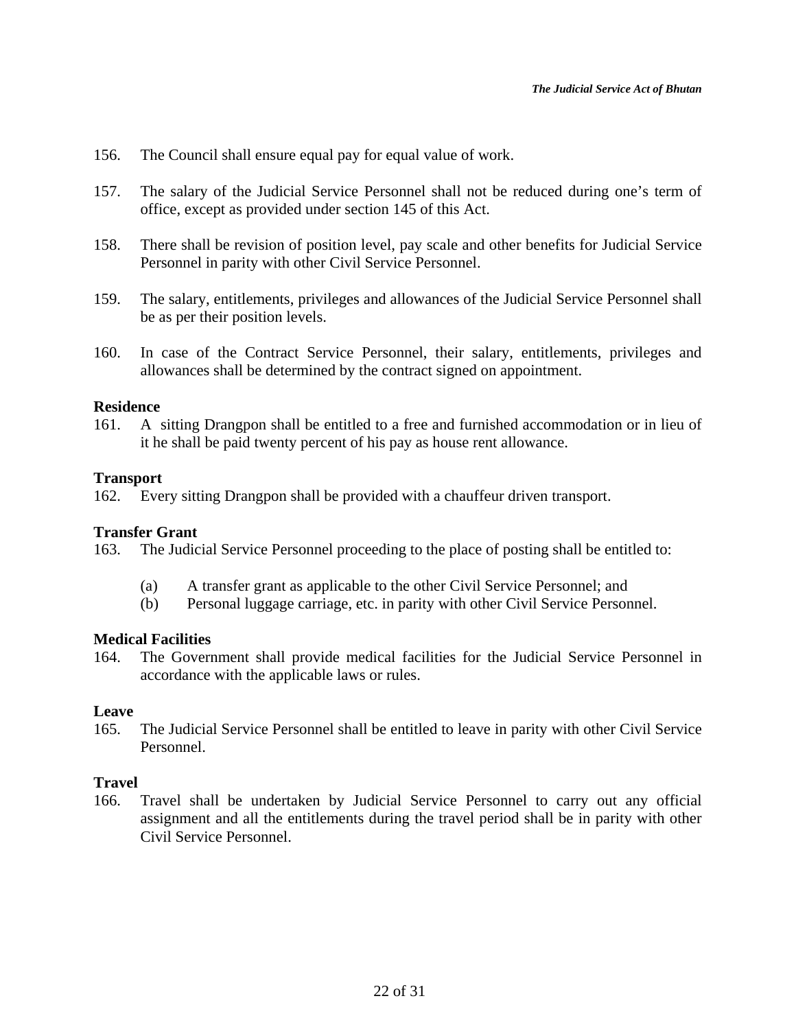156. The Council shall ensure equal pay for equal value of work.

157. The salary of the Judicial Service Personnel shall not be reduced during one's term of office, except as provided under section 145 of this Act.

158. There shall be revision of position level, pay scale and other benefits for Judicial Service Personnel in parity with other Civil Service Personnel.

159. The salary, entitlements, privileges and allowances of the Judicial Service Personnel shall be as per their position levels.

160. In case of the Contract Service Personnel, their salary, entitlements, privileges and allowances shall be determined by the contract signed on appointment.

**Residence**

161. A sitting Drangpon shall be entitled to a free and furnished accommodation or in lieu of it he shall be paid twenty percent of his pay as house rent allowance.

**Transport**

162. Every sitting Drangpon shall be provided with a chauffeur driven transport.

**Transfer Grant**

163. The Judicial Service Personnel proceeding to the place of posting shall be entitled to:

   (a) A transfer grant as applicable to the other Civil Service Personnel; and
   (b) Personal luggage carriage, etc. in parity with other Civil Service Personnel.

**Medical Facilities**

164. The Government shall provide medical facilities for the Judicial Service Personnel in accordance with the applicable laws or rules.

**Leave**

165. The Judicial Service Personnel shall be entitled to leave in parity with other Civil Service Personnel.

**Travel**

166. Travel shall be undertaken by Judicial Service Personnel to carry out any official assignment and all the entitlements during the travel period shall be in parity with other Civil Service Personnel.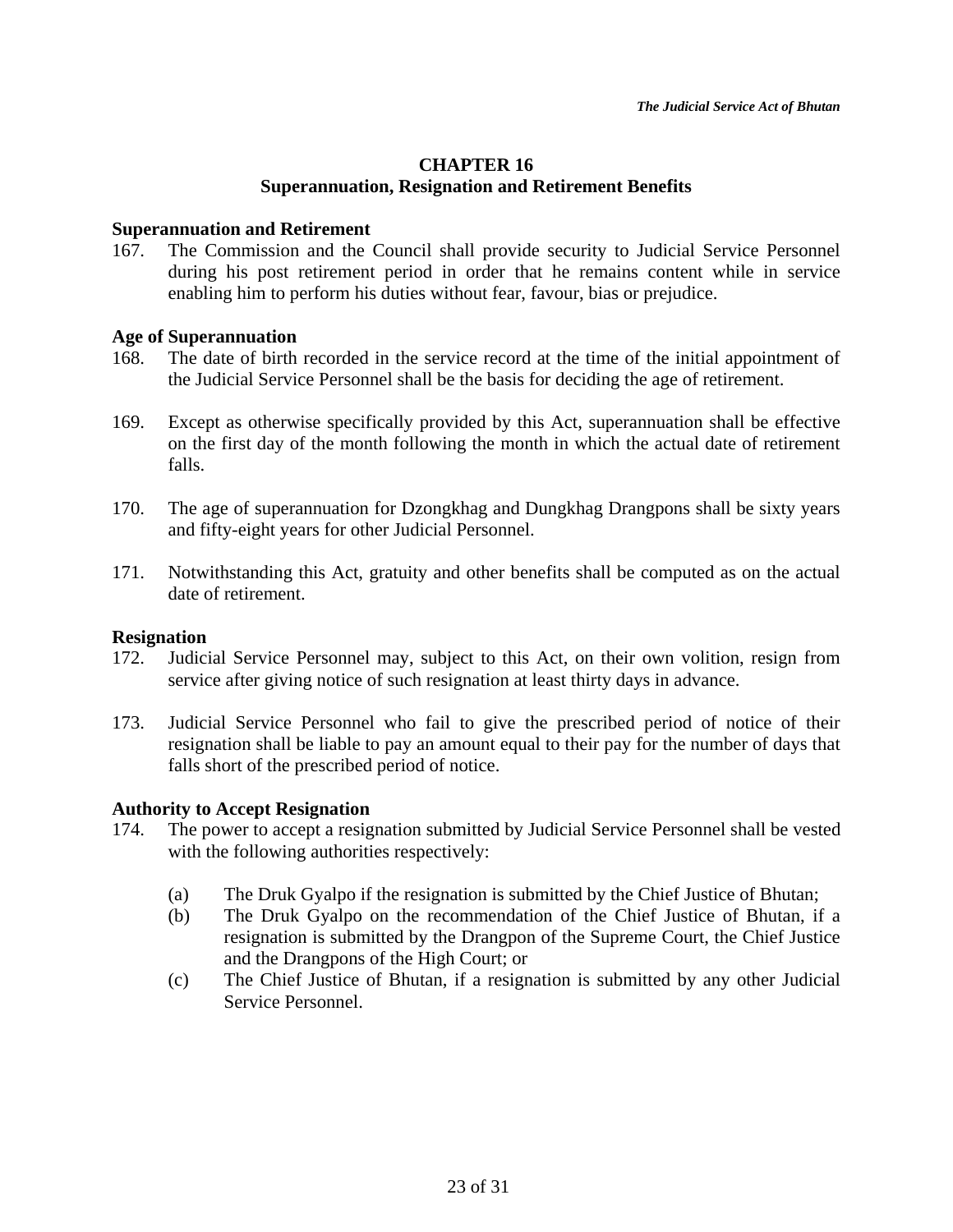## CHAPTER 16
## Superannuation, Resignation and Retirement Benefits

**Superannuation and Retirement**

167. The Commission and the Council shall provide security to Judicial Service Personnel during his post retirement period in order that he remains content while in service enabling him to perform his duties without fear, favour, bias or prejudice.

**Age of Superannuation**

168. The date of birth recorded in the service record at the time of the initial appointment of the Judicial Service Personnel shall be the basis for deciding the age of retirement.

169. Except as otherwise specifically provided by this Act, superannuation shall be effective on the first day of the month following the month in which the actual date of retirement falls.

170. The age of superannuation for Dzongkhag and Dungkhag Drangpons shall be sixty years and fifty-eight years for other Judicial Personnel.

171. Notwithstanding this Act, gratuity and other benefits shall be computed as on the actual date of retirement.

**Resignation**

172. Judicial Service Personnel may, subject to this Act, on their own volition, resign from service after giving notice of such resignation at least thirty days in advance.

173. Judicial Service Personnel who fail to give the prescribed period of notice of their resignation shall be liable to pay an amount equal to their pay for the number of days that falls short of the prescribed period of notice.

**Authority to Accept Resignation**

174. The power to accept a resignation submitted by Judicial Service Personnel shall be vested with the following authorities respectively:

    (a) The Druk Gyalpo if the resignation is submitted by the Chief Justice of Bhutan;
    (b) The Druk Gyalpo on the recommendation of the Chief Justice of Bhutan, if a resignation is submitted by the Drangpon of the Supreme Court, the Chief Justice and the Drangpons of the High Court; or
    (c) The Chief Justice of Bhutan, if a resignation is submitted by any other Judicial Service Personnel.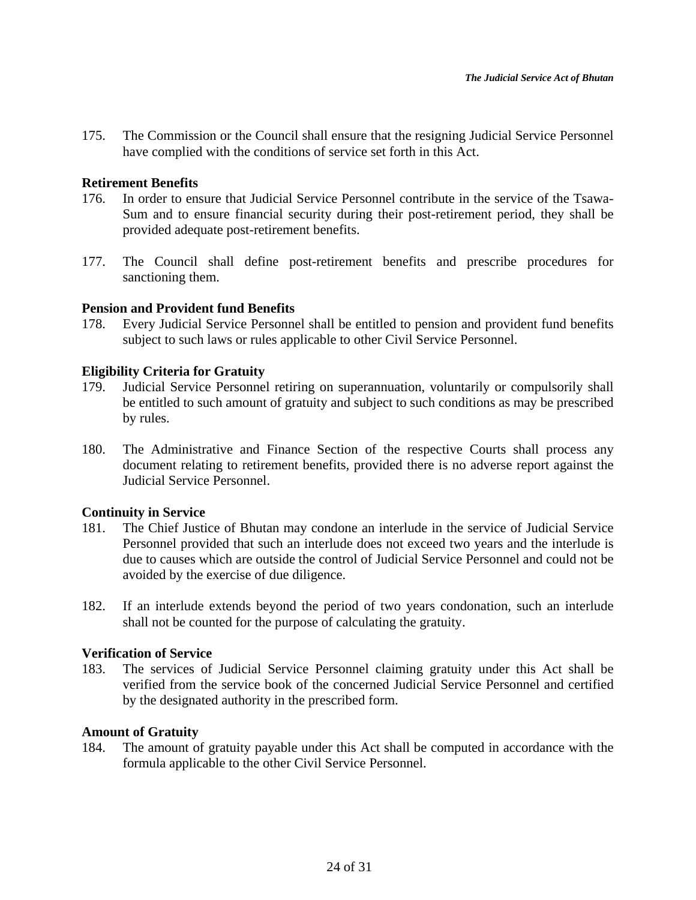175. The Commission or the Council shall ensure that the resigning Judicial Service Personnel have complied with the conditions of service set forth in this Act.

**Retirement Benefits**

176. In order to ensure that Judicial Service Personnel contribute in the service of the Tsawa-Sum and to ensure financial security during their post-retirement period, they shall be provided adequate post-retirement benefits.

177. The Council shall define post-retirement benefits and prescribe procedures for sanctioning them.

**Pension and Provident fund Benefits**

178. Every Judicial Service Personnel shall be entitled to pension and provident fund benefits subject to such laws or rules applicable to other Civil Service Personnel.

**Eligibility Criteria for Gratuity**

179. Judicial Service Personnel retiring on superannuation, voluntarily or compulsorily shall be entitled to such amount of gratuity and subject to such conditions as may be prescribed by rules.

180. The Administrative and Finance Section of the respective Courts shall process any document relating to retirement benefits, provided there is no adverse report against the Judicial Service Personnel.

**Continuity in Service**

181. The Chief Justice of Bhutan may condone an interlude in the service of Judicial Service Personnel provided that such an interlude does not exceed two years and the interlude is due to causes which are outside the control of Judicial Service Personnel and could not be avoided by the exercise of due diligence.

182. If an interlude extends beyond the period of two years condonation, such an interlude shall not be counted for the purpose of calculating the gratuity.

**Verification of Service**

183. The services of Judicial Service Personnel claiming gratuity under this Act shall be verified from the service book of the concerned Judicial Service Personnel and certified by the designated authority in the prescribed form.

**Amount of Gratuity**

184. The amount of gratuity payable under this Act shall be computed in accordance with the formula applicable to the other Civil Service Personnel.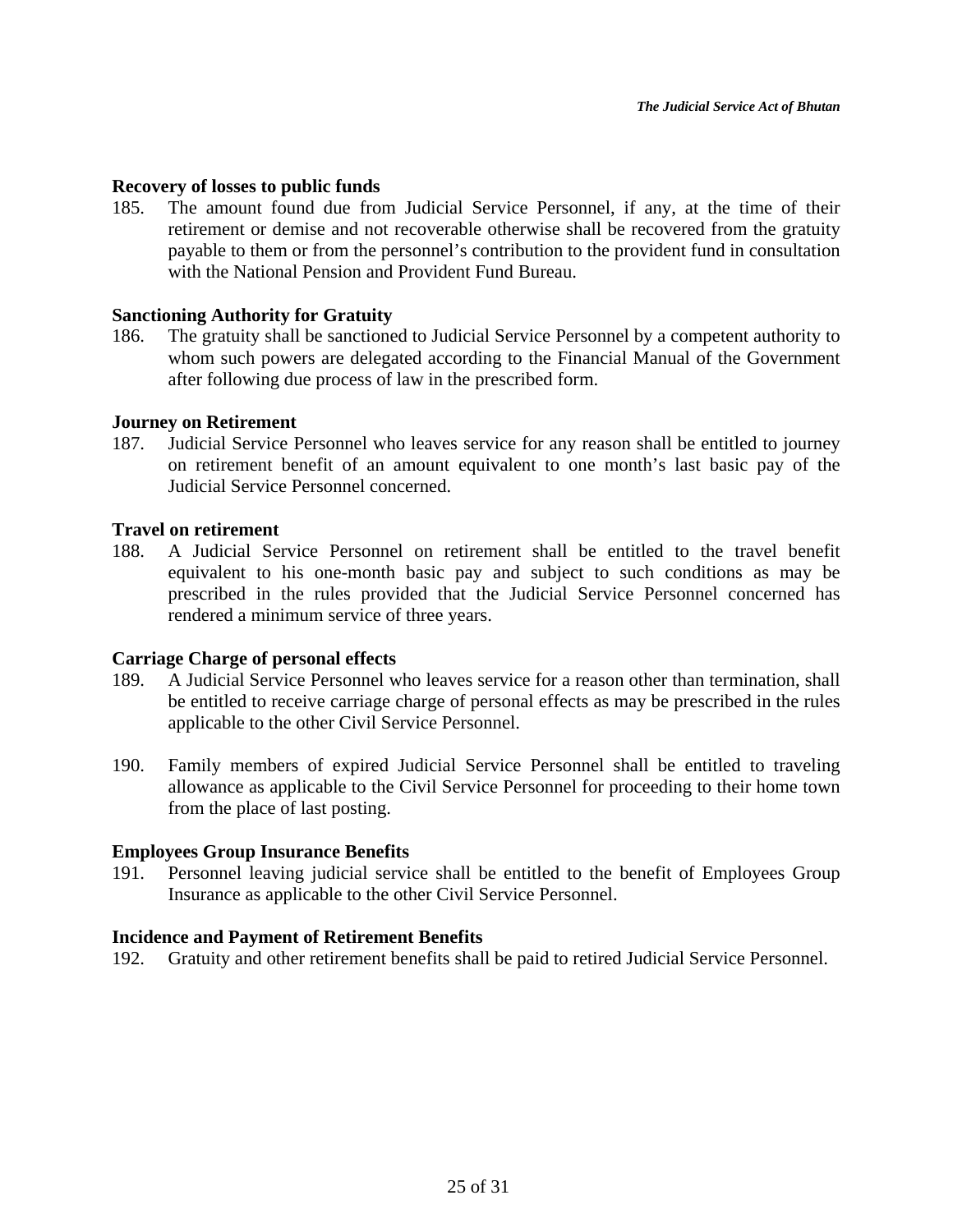**Recovery of losses to public funds**

185. The amount found due from Judicial Service Personnel, if any, at the time of their retirement or demise and not recoverable otherwise shall be recovered from the gratuity payable to them or from the personnel's contribution to the provident fund in consultation with the National Pension and Provident Fund Bureau.

**Sanctioning Authority for Gratuity**

186. The gratuity shall be sanctioned to Judicial Service Personnel by a competent authority to whom such powers are delegated according to the Financial Manual of the Government after following due process of law in the prescribed form.

**Journey on Retirement**

187. Judicial Service Personnel who leaves service for any reason shall be entitled to journey on retirement benefit of an amount equivalent to one month's last basic pay of the Judicial Service Personnel concerned.

**Travel on retirement**

188. A Judicial Service Personnel on retirement shall be entitled to the travel benefit equivalent to his one-month basic pay and subject to such conditions as may be prescribed in the rules provided that the Judicial Service Personnel concerned has rendered a minimum service of three years.

**Carriage Charge of personal effects**

189. A Judicial Service Personnel who leaves service for a reason other than termination, shall be entitled to receive carriage charge of personal effects as may be prescribed in the rules applicable to the other Civil Service Personnel.

190. Family members of expired Judicial Service Personnel shall be entitled to traveling allowance as applicable to the Civil Service Personnel for proceeding to their home town from the place of last posting.

**Employees Group Insurance Benefits**

191. Personnel leaving judicial service shall be entitled to the benefit of Employees Group Insurance as applicable to the other Civil Service Personnel.

**Incidence and Payment of Retirement Benefits**

192. Gratuity and other retirement benefits shall be paid to retired Judicial Service Personnel.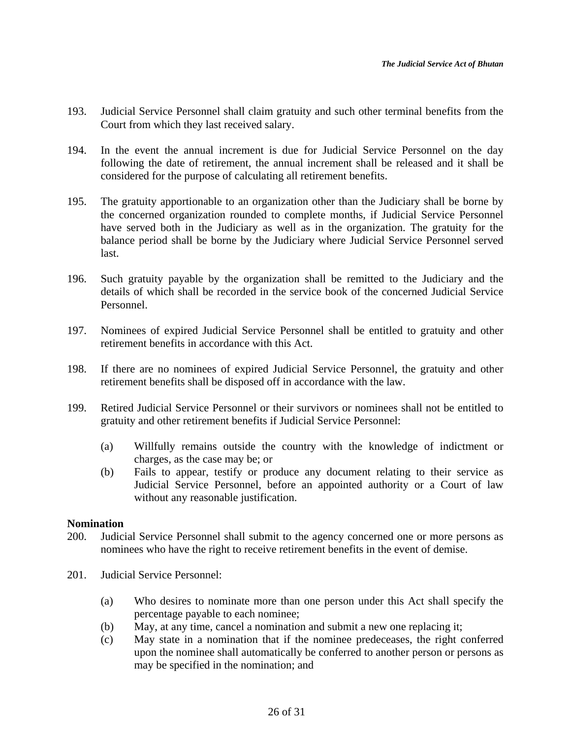193. Judicial Service Personnel shall claim gratuity and such other terminal benefits from the Court from which they last received salary.

194. In the event the annual increment is due for Judicial Service Personnel on the day following the date of retirement, the annual increment shall be released and it shall be considered for the purpose of calculating all retirement benefits.

195. The gratuity apportionable to an organization other than the Judiciary shall be borne by the concerned organization rounded to complete months, if Judicial Service Personnel have served both in the Judiciary as well as in the organization. The gratuity for the balance period shall be borne by the Judiciary where Judicial Service Personnel served last.

196. Such gratuity payable by the organization shall be remitted to the Judiciary and the details of which shall be recorded in the service book of the concerned Judicial Service Personnel.

197. Nominees of expired Judicial Service Personnel shall be entitled to gratuity and other retirement benefits in accordance with this Act.

198. If there are no nominees of expired Judicial Service Personnel, the gratuity and other retirement benefits shall be disposed off in accordance with the law.

199. Retired Judicial Service Personnel or their survivors or nominees shall not be entitled to gratuity and other retirement benefits if Judicial Service Personnel:

  (a) Willfully remains outside the country with the knowledge of indictment or charges, as the case may be; or
  (b) Fails to appear, testify or produce any document relating to their service as Judicial Service Personnel, before an appointed authority or a Court of law without any reasonable justification.

**Nomination**

200. Judicial Service Personnel shall submit to the agency concerned one or more persons as nominees who have the right to receive retirement benefits in the event of demise.

201. Judicial Service Personnel:

  (a) Who desires to nominate more than one person under this Act shall specify the percentage payable to each nominee;
  (b) May, at any time, cancel a nomination and submit a new one replacing it;
  (c) May state in a nomination that if the nominee predeceases, the right conferred upon the nominee shall automatically be conferred to another person or persons as may be specified in the nomination; and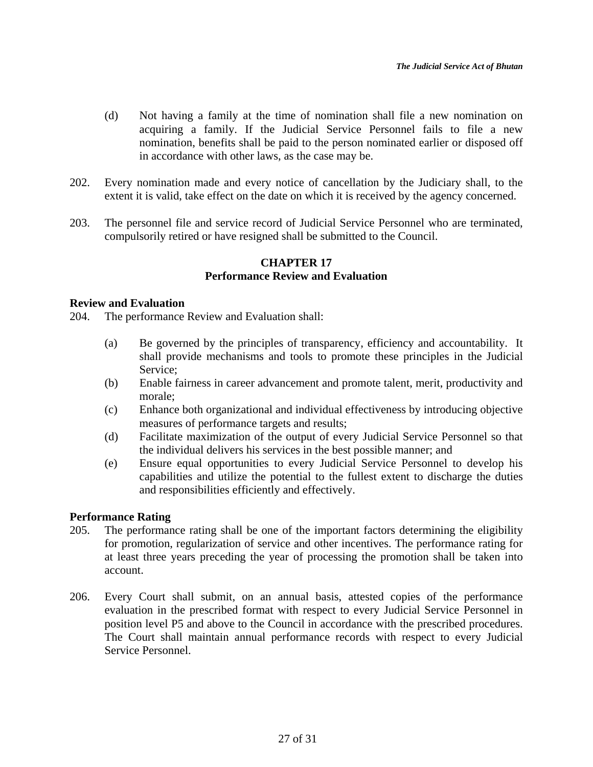(d) Not having a family at the time of nomination shall file a new nomination on acquiring a family. If the Judicial Service Personnel fails to file a new nomination, benefits shall be paid to the person nominated earlier or disposed off in accordance with other laws, as the case may be.

202. Every nomination made and every notice of cancellation by the Judiciary shall, to the extent it is valid, take effect on the date on which it is received by the agency concerned.

203. The personnel file and service record of Judicial Service Personnel who are terminated, compulsorily retired or have resigned shall be submitted to the Council.

## CHAPTER 17
## Performance Review and Evaluation

**Review and Evaluation**

204. The performance Review and Evaluation shall:

(a) Be governed by the principles of transparency, efficiency and accountability. It shall provide mechanisms and tools to promote these principles in the Judicial Service;

(b) Enable fairness in career advancement and promote talent, merit, productivity and morale;

(c) Enhance both organizational and individual effectiveness by introducing objective measures of performance targets and results;

(d) Facilitate maximization of the output of every Judicial Service Personnel so that the individual delivers his services in the best possible manner; and

(e) Ensure equal opportunities to every Judicial Service Personnel to develop his capabilities and utilize the potential to the fullest extent to discharge the duties and responsibilities efficiently and effectively.

**Performance Rating**

205. The performance rating shall be one of the important factors determining the eligibility for promotion, regularization of service and other incentives. The performance rating for at least three years preceding the year of processing the promotion shall be taken into account.

206. Every Court shall submit, on an annual basis, attested copies of the performance evaluation in the prescribed format with respect to every Judicial Service Personnel in position level P5 and above to the Council in accordance with the prescribed procedures. The Court shall maintain annual performance records with respect to every Judicial Service Personnel.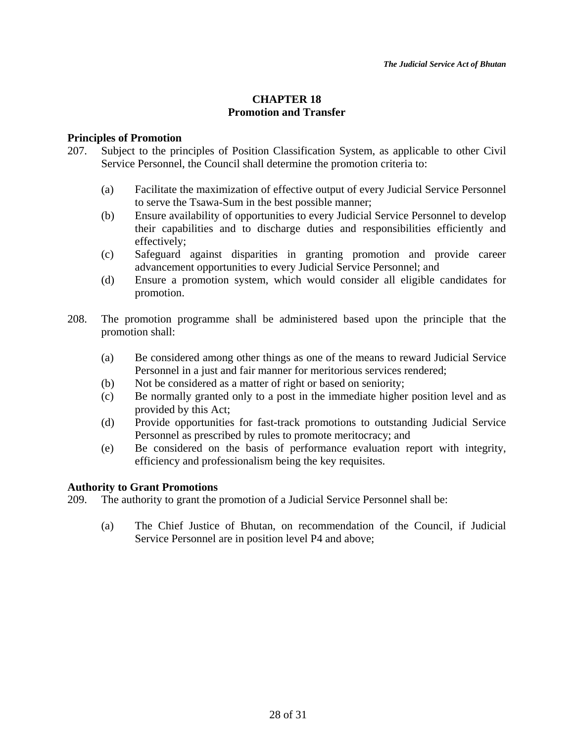## CHAPTER 18
## Promotion and Transfer

### Principles of Promotion

207. Subject to the principles of Position Classification System, as applicable to other Civil Service Personnel, the Council shall determine the promotion criteria to:

    (a) Facilitate the maximization of effective output of every Judicial Service Personnel to serve the Tsawa-Sum in the best possible manner;
    (b) Ensure availability of opportunities to every Judicial Service Personnel to develop their capabilities and to discharge duties and responsibilities efficiently and effectively;
    (c) Safeguard against disparities in granting promotion and provide career advancement opportunities to every Judicial Service Personnel; and
    (d) Ensure a promotion system, which would consider all eligible candidates for promotion.

208. The promotion programme shall be administered based upon the principle that the promotion shall:

    (a) Be considered among other things as one of the means to reward Judicial Service Personnel in a just and fair manner for meritorious services rendered;
    (b) Not be considered as a matter of right or based on seniority;
    (c) Be normally granted only to a post in the immediate higher position level and as provided by this Act;
    (d) Provide opportunities for fast-track promotions to outstanding Judicial Service Personnel as prescribed by rules to promote meritocracy; and
    (e) Be considered on the basis of performance evaluation report with integrity, efficiency and professionalism being the key requisites.

### Authority to Grant Promotions

209. The authority to grant the promotion of a Judicial Service Personnel shall be:

    (a) The Chief Justice of Bhutan, on recommendation of the Council, if Judicial Service Personnel are in position level P4 and above;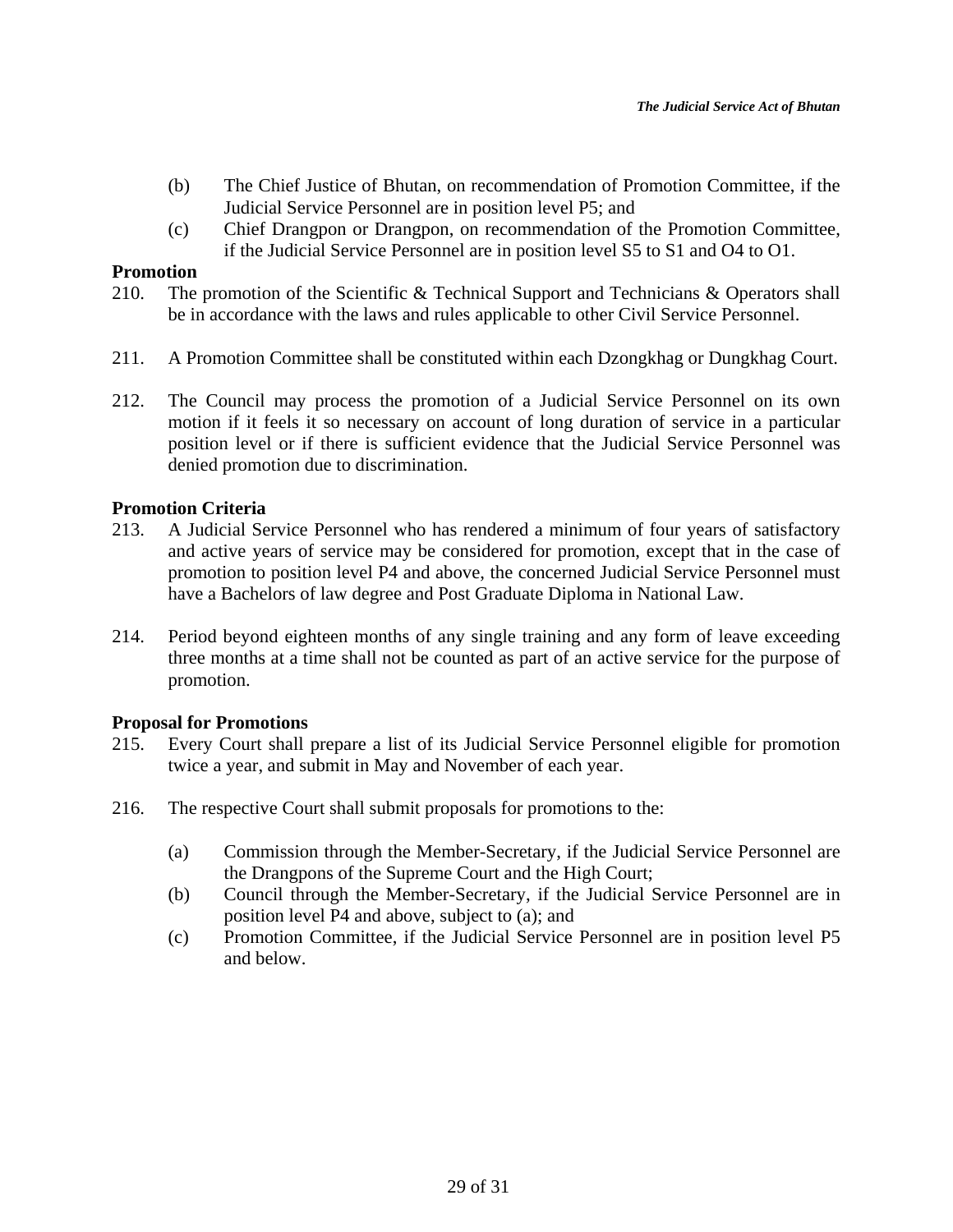(b) The Chief Justice of Bhutan, on recommendation of Promotion Committee, if the Judicial Service Personnel are in position level P5; and

(c) Chief Drangpon or Drangpon, on recommendation of the Promotion Committee, if the Judicial Service Personnel are in position level S5 to S1 and O4 to O1.

**Promotion**

210. The promotion of the Scientific & Technical Support and Technicians & Operators shall be in accordance with the laws and rules applicable to other Civil Service Personnel.

211. A Promotion Committee shall be constituted within each Dzongkhag or Dungkhag Court.

212. The Council may process the promotion of a Judicial Service Personnel on its own motion if it feels it so necessary on account of long duration of service in a particular position level or if there is sufficient evidence that the Judicial Service Personnel was denied promotion due to discrimination.

**Promotion Criteria**

213. A Judicial Service Personnel who has rendered a minimum of four years of satisfactory and active years of service may be considered for promotion, except that in the case of promotion to position level P4 and above, the concerned Judicial Service Personnel must have a Bachelors of law degree and Post Graduate Diploma in National Law.

214. Period beyond eighteen months of any single training and any form of leave exceeding three months at a time shall not be counted as part of an active service for the purpose of promotion.

**Proposal for Promotions**

215. Every Court shall prepare a list of its Judicial Service Personnel eligible for promotion twice a year, and submit in May and November of each year.

216. The respective Court shall submit proposals for promotions to the:

(a) Commission through the Member-Secretary, if the Judicial Service Personnel are the Drangpons of the Supreme Court and the High Court;

(b) Council through the Member-Secretary, if the Judicial Service Personnel are in position level P4 and above, subject to (a); and

(c) Promotion Committee, if the Judicial Service Personnel are in position level P5 and below.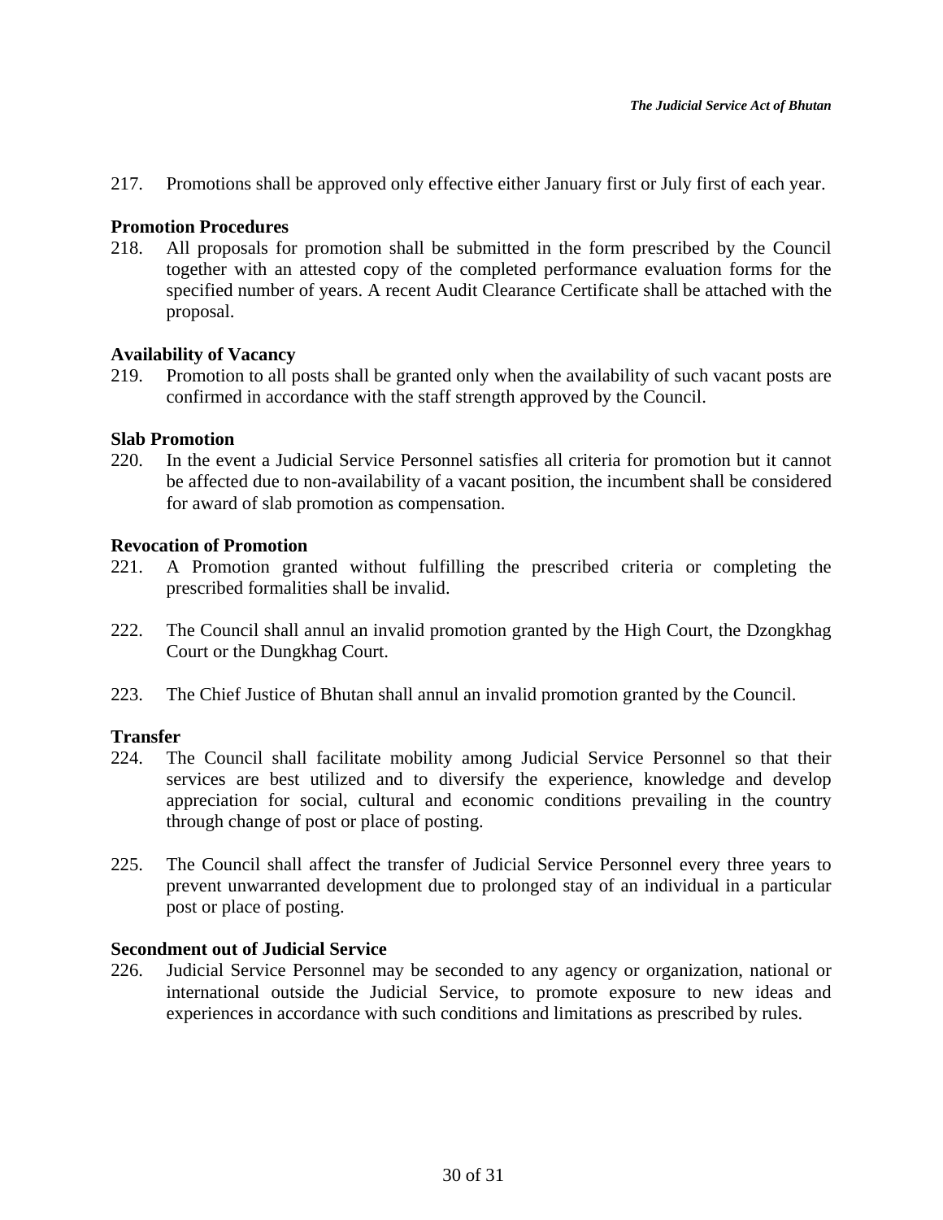217. Promotions shall be approved only effective either January first or July first of each year.

**Promotion Procedures**

218. All proposals for promotion shall be submitted in the form prescribed by the Council together with an attested copy of the completed performance evaluation forms for the specified number of years. A recent Audit Clearance Certificate shall be attached with the proposal.

**Availability of Vacancy**

219. Promotion to all posts shall be granted only when the availability of such vacant posts are confirmed in accordance with the staff strength approved by the Council.

**Slab Promotion**

220. In the event a Judicial Service Personnel satisfies all criteria for promotion but it cannot be affected due to non-availability of a vacant position, the incumbent shall be considered for award of slab promotion as compensation.

**Revocation of Promotion**

221. A Promotion granted without fulfilling the prescribed criteria or completing the prescribed formalities shall be invalid.

222. The Council shall annul an invalid promotion granted by the High Court, the Dzongkhag Court or the Dungkhag Court.

223. The Chief Justice of Bhutan shall annul an invalid promotion granted by the Council.

**Transfer**

224. The Council shall facilitate mobility among Judicial Service Personnel so that their services are best utilized and to diversify the experience, knowledge and develop appreciation for social, cultural and economic conditions prevailing in the country through change of post or place of posting.

225. The Council shall affect the transfer of Judicial Service Personnel every three years to prevent unwarranted development due to prolonged stay of an individual in a particular post or place of posting.

**Secondment out of Judicial Service**

226. Judicial Service Personnel may be seconded to any agency or organization, national or international outside the Judicial Service, to promote exposure to new ideas and experiences in accordance with such conditions and limitations as prescribed by rules.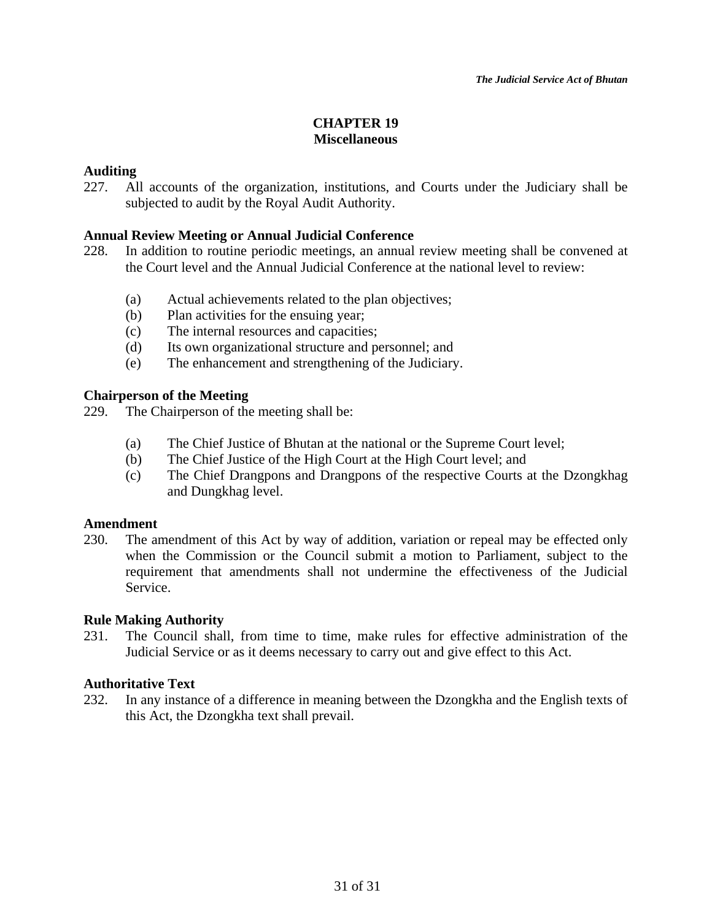# CHAPTER 19
## Miscellaneous

### Auditing

227. All accounts of the organization, institutions, and Courts under the Judiciary shall be subjected to audit by the Royal Audit Authority.

### Annual Review Meeting or Annual Judicial Conference

228. In addition to routine periodic meetings, an annual review meeting shall be convened at the Court level and the Annual Judicial Conference at the national level to review:

    (a) Actual achievements related to the plan objectives;
    (b) Plan activities for the ensuing year;
    (c) The internal resources and capacities;
    (d) Its own organizational structure and personnel; and
    (e) The enhancement and strengthening of the Judiciary.

### Chairperson of the Meeting

229. The Chairperson of the meeting shall be:

    (a) The Chief Justice of Bhutan at the national or the Supreme Court level;
    (b) The Chief Justice of the High Court at the High Court level; and
    (c) The Chief Drangpons and Drangpons of the respective Courts at the Dzongkhag and Dungkhag level.

### Amendment

230. The amendment of this Act by way of addition, variation or repeal may be effected only when the Commission or the Council submit a motion to Parliament, subject to the requirement that amendments shall not undermine the effectiveness of the Judicial Service.

### Rule Making Authority

231. The Council shall, from time to time, make rules for effective administration of the Judicial Service or as it deems necessary to carry out and give effect to this Act.

### Authoritative Text

232. In any instance of a difference in meaning between the Dzongkha and the English texts of this Act, the Dzongkha text shall prevail.